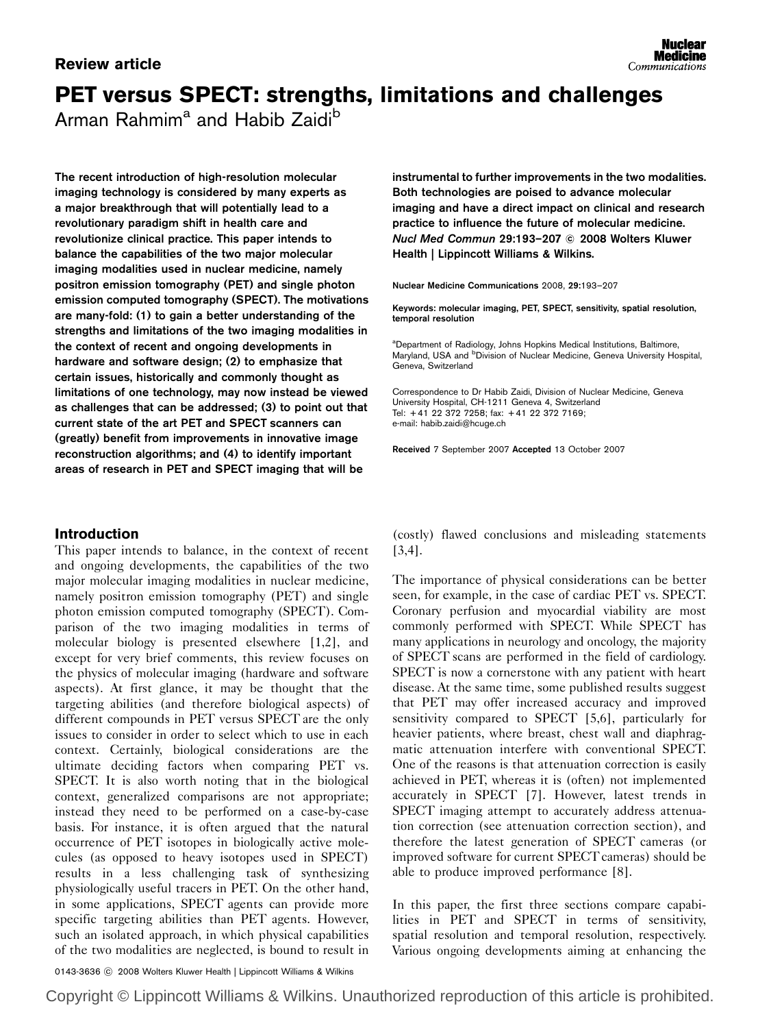Review article

# PET versus SPECT: strengths, limitations and challenges

Arman Rahmim[a] and Habib Zaidi[b]

**The recent introduction of high-resolution molecular imaging technology is considered by many experts as a major breakthrough that will potentially lead to a revolutionary paradigm shift in health care and revolutionize clinical practice. This paper intends to balance the capabilities of the two major molecular imaging modalities used in nuclear medicine, namely positron emission tomography (PET) and single photon emission computed tomography (SPECT). The motivations are many-fold: (1) to gain a better understanding of the strengths and limitations of the two imaging modalities in the context of recent and ongoing developments in hardware and software design; (2) to emphasize that certain issues, historically and commonly thought as limitations of one technology, may now instead be viewed as challenges that can be addressed; (3) to point out that current state of the art PET and SPECT scanners can (greatly) benefit from improvements in innovative image reconstruction algorithms; and (4) to identify important areas of research in PET and SPECT imaging that will be instrumental to further improvements in the two modalities. Both technologies are poised to advance molecular imaging and have a direct impact on clinical and research practice to influence the future of molecular medicine.** ***Nucl Med Commun* 29:193–207 © 2008 Wolters Kluwer Health | Lippincott Williams & Wilkins.**

Nuclear Medicine Communications 2008, **29**:193–207

**Keywords: molecular imaging, PET, SPECT, sensitivity, spatial resolution, temporal resolution**

[a]Department of Radiology, Johns Hopkins Medical Institutions, Baltimore, Maryland, USA and [b]Division of Nuclear Medicine, Geneva University Hospital, Geneva, Switzerland

Correspondence to Dr Habib Zaidi, Division of Nuclear Medicine, Geneva University Hospital, CH-1211 Geneva 4, Switzerland
Tel: +41 22 372 7258; fax: +41 22 372 7169;
e-mail: habib.zaidi@hcuge.ch

**Received** 7 September 2007 **Accepted** 13 October 2007

## Introduction

This paper intends to balance, in the context of recent and ongoing developments, the capabilities of the two major molecular imaging modalities in nuclear medicine, namely positron emission tomography (PET) and single photon emission computed tomography (SPECT). Comparison of the two imaging modalities in terms of molecular biology is presented elsewhere [1,2], and except for very brief comments, this review focuses on the physics of molecular imaging (hardware and software aspects). At first glance, it may be thought that the targeting abilities (and therefore biological aspects) of different compounds in PET versus SPECT are the only issues to consider in order to select which to use in each context. Certainly, biological considerations are the ultimate deciding factors when comparing PET vs. SPECT. It is also worth noting that in the biological context, generalized comparisons are not appropriate; instead they need to be performed on a case-by-case basis. For instance, it is often argued that the natural occurrence of PET isotopes in biologically active molecules (as opposed to heavy isotopes used in SPECT) results in a less challenging task of synthesizing physiologically useful tracers in PET. On the other hand, in some applications, SPECT agents can provide more specific targeting abilities than PET agents. However, such an isolated approach, in which physical capabilities of the two modalities are neglected, is bound to result in (costly) flawed conclusions and misleading statements [3,4].

The importance of physical considerations can be better seen, for example, in the case of cardiac PET vs. SPECT. Coronary perfusion and myocardial viability are most commonly performed with SPECT. While SPECT has many applications in neurology and oncology, the majority of SPECT scans are performed in the field of cardiology. SPECT is now a cornerstone with any patient with heart disease. At the same time, some published results suggest that PET may offer increased accuracy and improved sensitivity compared to SPECT [5,6], particularly for heavier patients, where breast, chest wall and diaphragmatic attenuation interfere with conventional SPECT. One of the reasons is that attenuation correction is easily achieved in PET, whereas it is (often) not implemented accurately in SPECT [7]. However, latest trends in SPECT imaging attempt to accurately address attenuation correction (see attenuation correction section), and therefore the latest generation of SPECT cameras (or improved software for current SPECT cameras) should be able to produce improved performance [8].

In this paper, the first three sections compare capabilities in PET and SPECT in terms of sensitivity, spatial resolution and temporal resolution, respectively. Various ongoing developments aiming at enhancing the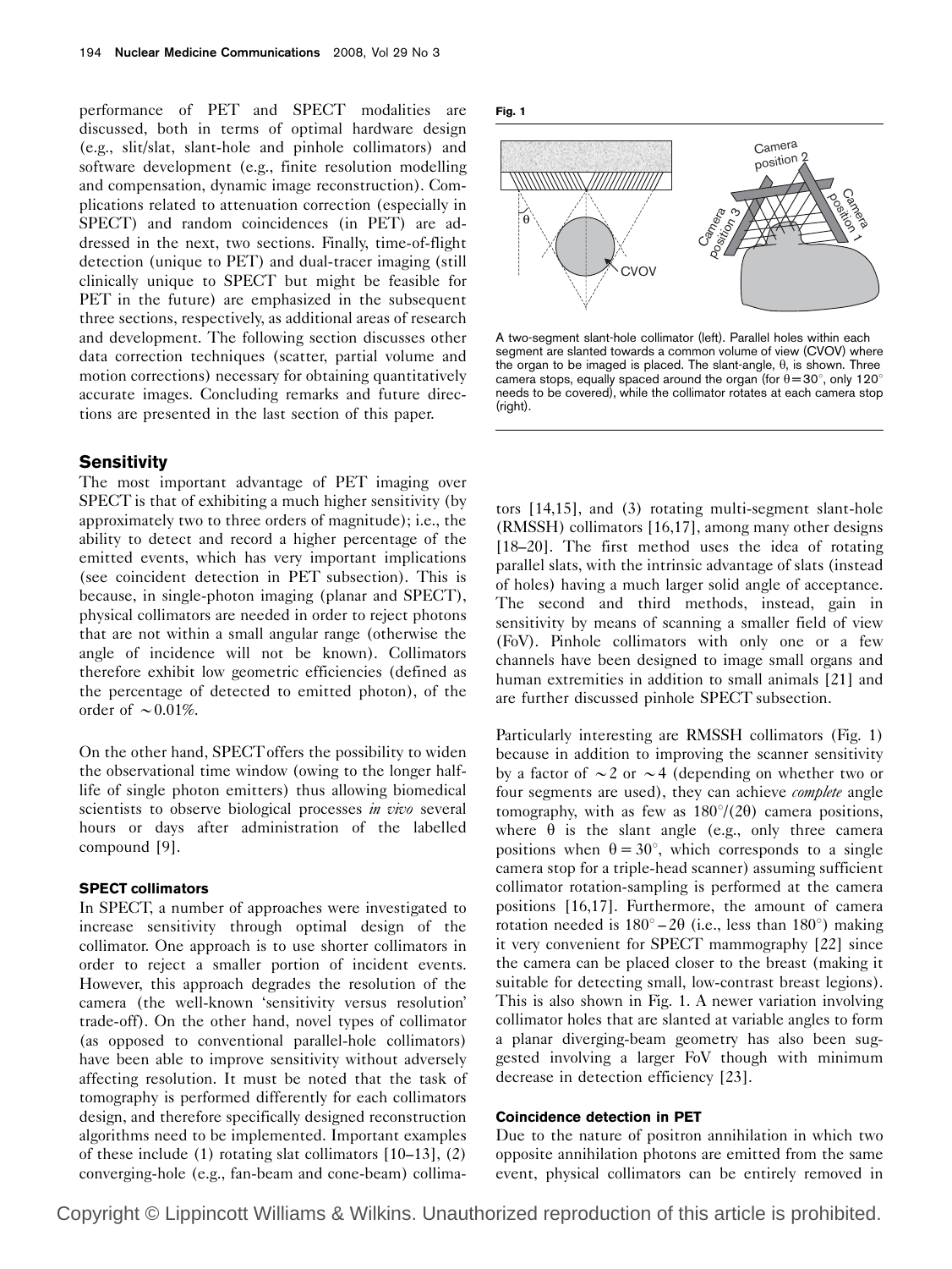performance of PET and SPECT modalities are discussed, both in terms of optimal hardware design (e.g., slit/slat, slant-hole and pinhole collimators) and software development (e.g., finite resolution modelling and compensation, dynamic image reconstruction). Complications related to attenuation correction (especially in SPECT) and random coincidences (in PET) are addressed in the next, two sections. Finally, time-of-flight detection (unique to PET) and dual-tracer imaging (still clinically unique to SPECT but might be feasible for PET in the future) are emphasized in the subsequent three sections, respectively, as additional areas of research and development. The following section discusses other data correction techniques (scatter, partial volume and motion corrections) necessary for obtaining quantitatively accurate images. Concluding remarks and future directions are presented in the last section of this paper.

## Sensitivity

The most important advantage of PET imaging over SPECT is that of exhibiting a much higher sensitivity (by approximately two to three orders of magnitude); i.e., the ability to detect and record a higher percentage of the emitted events, which has very important implications (see coincident detection in PET subsection). This is because, in single-photon imaging (planar and SPECT), physical collimators are needed in order to reject photons that are not within a small angular range (otherwise the angle of incidence will not be known). Collimators therefore exhibit low geometric efficiencies (defined as the percentage of detected to emitted photon), of the order of $\sim 0.01\%$.

On the other hand, SPECT offers the possibility to widen the observational time window (owing to the longer half-life of single photon emitters) thus allowing biomedical scientists to observe biological processes *in vivo* several hours or days after administration of the labelled compound [9].

### SPECT collimators

In SPECT, a number of approaches were investigated to increase sensitivity through optimal design of the collimator. One approach is to use shorter collimators in order to reject a smaller portion of incident events. However, this approach degrades the resolution of the camera (the well-known 'sensitivity versus resolution' trade-off). On the other hand, novel types of collimator (as opposed to conventional parallel-hole collimators) have been able to improve sensitivity without adversely affecting resolution. It must be noted that the task of tomography is performed differently for each collimators design, and therefore specifically designed reconstruction algorithms need to be implemented. Important examples of these include (1) rotating slat collimators [10–13], (2) converging-hole (e.g., fan-beam and cone-beam) collimators [14,15], and (3) rotating multi-segment slant-hole (RMSSH) collimators [16,17], among many other designs [18–20]. The first method uses the idea of rotating parallel slats, with the intrinsic advantage of slats (instead of holes) having a much larger solid angle of acceptance. The second and third methods, instead, gain in sensitivity by means of scanning a smaller field of view (FoV). Pinhole collimators with only one or a few channels have been designed to image small organs and human extremities in addition to small animals [21] and are further discussed pinhole SPECT subsection.

**Fig. 1**

θ

CVOV

Camera position 2

Camera position 1

Camera position 3

A two-segment slant-hole collimator (left). Parallel holes within each segment are slanted towards a common volume of view (CVOV) where the organ to be imaged is placed. The slant-angle, θ, is shown. Three camera stops, equally spaced around the organ (for $\theta = 30^\circ$, only $120^\circ$ needs to be covered), while the collimator rotates at each camera stop (right).

Particularly interesting are RMSSH collimators (Fig. 1) because in addition to improving the scanner sensitivity by a factor of $\sim 2$ or $\sim 4$ (depending on whether two or four segments are used), they can achieve *complete* angle tomography, with as few as $180^\circ/(2\theta)$ camera positions, where θ is the slant angle (e.g., only three camera positions when $\theta = 30^\circ$, which corresponds to a single camera stop for a triple-head scanner) assuming sufficient collimator rotation-sampling is performed at the camera positions [16,17]. Furthermore, the amount of camera rotation needed is $180^\circ - 2\theta$ (i.e., less than $180^\circ$) making it very convenient for SPECT mammography [22] since the camera can be placed closer to the breast (making it suitable for detecting small, low-contrast breast legions). This is also shown in Fig. 1. A newer variation involving collimator holes that are slanted at variable angles to form a planar diverging-beam geometry has also been suggested involving a larger FoV though with minimum decrease in detection efficiency [23].

### Coincidence detection in PET

Due to the nature of positron annihilation in which two opposite annihilation photons are emitted from the same event, physical collimators can be entirely removed in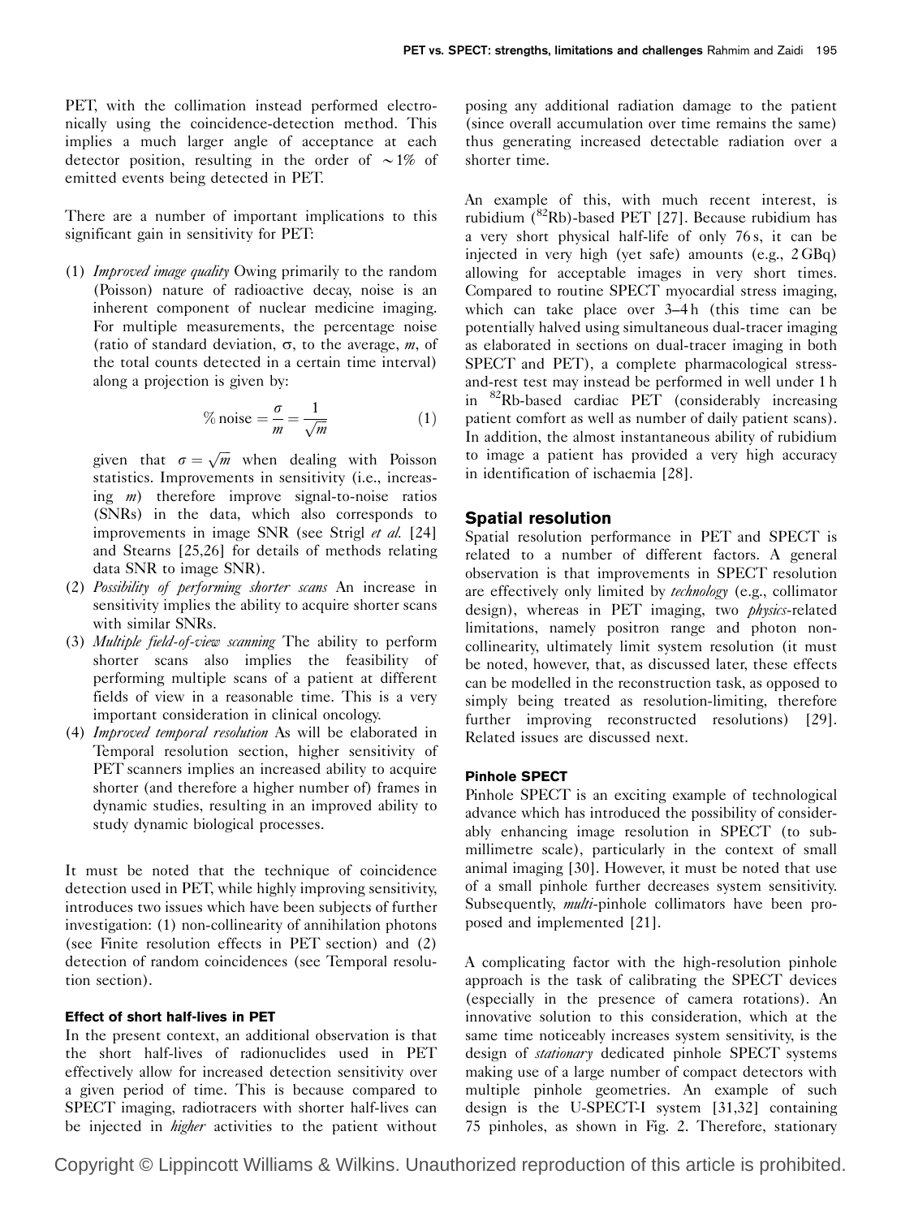PET, with the collimation instead performed electronically using the coincidence-detection method. This implies a much larger angle of acceptance at each detector position, resulting in the order of $\sim$1% of emitted events being detected in PET.

There are a number of important implications to this significant gain in sensitivity for PET:

(1) *Improved image quality* Owing primarily to the random (Poisson) nature of radioactive decay, noise is an inherent component of nuclear medicine imaging. For multiple measurements, the percentage noise (ratio of standard deviation, $\sigma$, to the average, $m$, of the total counts detected in a certain time interval) along a projection is given by:

$$\% \text{ noise} = \frac{\sigma}{m} = \frac{1}{\sqrt{m}} \quad (1)$$

given that $\sigma = \sqrt{m}$ when dealing with Poisson statistics. Improvements in sensitivity (i.e., increasing $m$) therefore improve signal-to-noise ratios (SNRs) in the data, which also corresponds to improvements in image SNR (see Strigl *et al.* [24] and Stearns [25,26] for details of methods relating data SNR to image SNR).

(2) *Possibility of performing shorter scans* An increase in sensitivity implies the ability to acquire shorter scans with similar SNRs.

(3) *Multiple field-of-view scanning* The ability to perform shorter scans also implies the feasibility of performing multiple scans of a patient at different fields of view in a reasonable time. This is a very important consideration in clinical oncology.

(4) *Improved temporal resolution* As will be elaborated in Temporal resolution section, higher sensitivity of PET scanners implies an increased ability to acquire shorter (and therefore a higher number of) frames in dynamic studies, resulting in an improved ability to study dynamic biological processes.

It must be noted that the technique of coincidence detection used in PET, while highly improving sensitivity, introduces two issues which have been subjects of further investigation: (1) non-collinearity of annihilation photons (see Finite resolution effects in PET section) and (2) detection of random coincidences (see Temporal resolution section).

#### Effect of short half-lives in PET

In the present context, an additional observation is that the short half-lives of radionuclides used in PET effectively allow for increased detection sensitivity over a given period of time. This is because compared to SPECT imaging, radiotracers with shorter half-lives can be injected in *higher* activities to the patient without posing any additional radiation damage to the patient (since overall accumulation over time remains the same) thus generating increased detectable radiation over a shorter time.

An example of this, with much recent interest, is rubidium ($^{82}$Rb)-based PET [27]. Because rubidium has a very short physical half-life of only 76 s, it can be injected in very high (yet safe) amounts (e.g., 2 GBq) allowing for acceptable images in very short times. Compared to routine SPECT myocardial stress imaging, which can take place over 3–4 h (this time can be potentially halved using simultaneous dual-tracer imaging as elaborated in sections on dual-tracer imaging in both SPECT and PET), a complete pharmacological stress-and-rest test may instead be performed in well under 1 h in $^{82}$Rb-based cardiac PET (considerably increasing patient comfort as well as number of daily patient scans). In addition, the almost instantaneous ability of rubidium to image a patient has provided a very high accuracy in identification of ischaemia [28].

### Spatial resolution

Spatial resolution performance in PET and SPECT is related to a number of different factors. A general observation is that improvements in SPECT resolution are effectively only limited by *technology* (e.g., collimator design), whereas in PET imaging, two *physics*-related limitations, namely positron range and photon non-collinearity, ultimately limit system resolution (it must be noted, however, that, as discussed later, these effects can be modelled in the reconstruction task, as opposed to simply being treated as resolution-limiting, therefore further improving reconstructed resolutions) [29]. Related issues are discussed next.

#### Pinhole SPECT

Pinhole SPECT is an exciting example of technological advance which has introduced the possibility of considerably enhancing image resolution in SPECT (to sub-millimetre scale), particularly in the context of small animal imaging [30]. However, it must be noted that use of a small pinhole further decreases system sensitivity. Subsequently, *multi*-pinhole collimators have been proposed and implemented [21].

A complicating factor with the high-resolution pinhole approach is the task of calibrating the SPECT devices (especially in the presence of camera rotations). An innovative solution to this consideration, which at the same time noticeably increases system sensitivity, is the design of *stationary* dedicated pinhole SPECT systems making use of a large number of compact detectors with multiple pinhole geometries. An example of such design is the U-SPECT-I system [31,32] containing 75 pinholes, as shown in Fig. 2. Therefore, stationary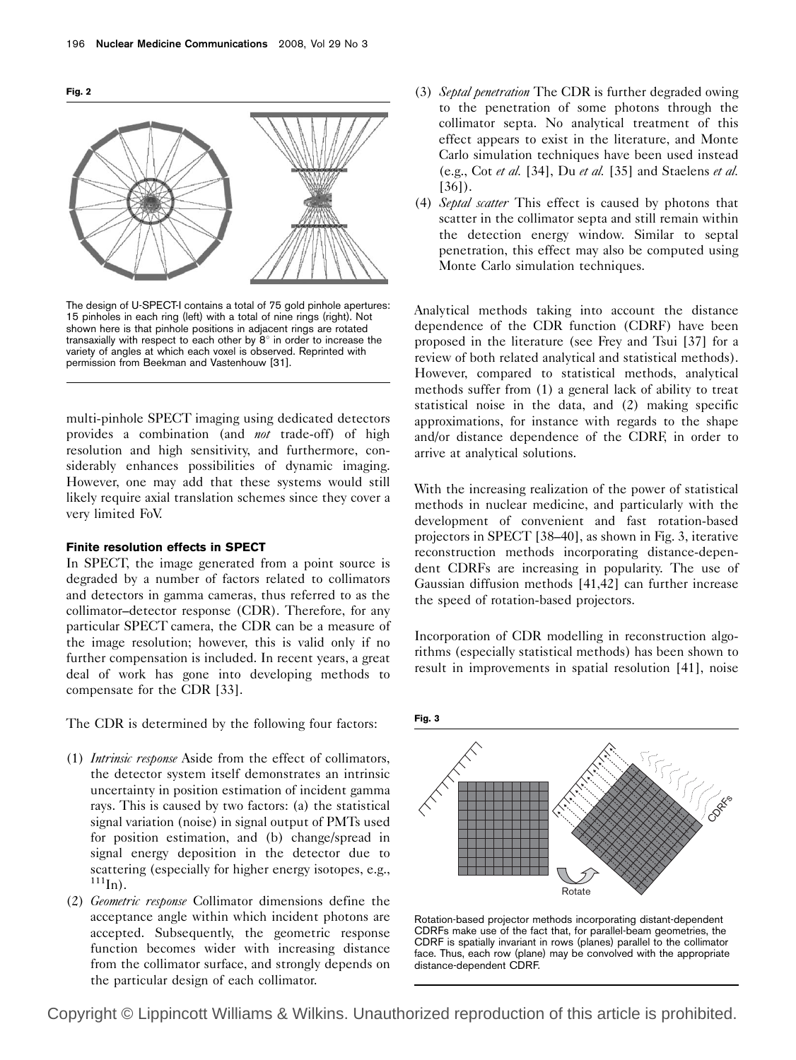**Fig. 2**

The design of U-SPECT-I contains a total of 75 gold pinhole apertures: 15 pinholes in each ring (left) with a total of nine rings (right). Not shown here is that pinhole positions in adjacent rings are rotated transaxially with respect to each other by 8° in order to increase the variety of angles at which each voxel is observed. Reprinted with permission from Beekman and Vastenhouw [31].

multi-pinhole SPECT imaging using dedicated detectors provides a combination (and *not* trade-off) of high resolution and high sensitivity, and furthermore, considerably enhances possibilities of dynamic imaging. However, one may add that these systems would still likely require axial translation schemes since they cover a very limited FoV.

### Finite resolution effects in SPECT

In SPECT, the image generated from a point source is degraded by a number of factors related to collimators and detectors in gamma cameras, thus referred to as the collimator–detector response (CDR). Therefore, for any particular SPECT camera, the CDR can be a measure of the image resolution; however, this is valid only if no further compensation is included. In recent years, a great deal of work has gone into developing methods to compensate for the CDR [33].

The CDR is determined by the following four factors:

(1) *Intrinsic response* Aside from the effect of collimators, the detector system itself demonstrates an intrinsic uncertainty in position estimation of incident gamma rays. This is caused by two factors: (a) the statistical signal variation (noise) in signal output of PMTs used for position estimation, and (b) change/spread in signal energy deposition in the detector due to scattering (especially for higher energy isotopes, e.g., $^{111}$In).

(2) *Geometric response* Collimator dimensions define the acceptance angle within which incident photons are accepted. Subsequently, the geometric response function becomes wider with increasing distance from the collimator surface, and strongly depends on the particular design of each collimator.

(3) *Septal penetration* The CDR is further degraded owing to the penetration of some photons through the collimator septa. No analytical treatment of this effect appears to exist in the literature, and Monte Carlo simulation techniques have been used instead (e.g., Cot *et al.* [34], Du *et al.* [35] and Staelens *et al.* [36]).

(4) *Septal scatter* This effect is caused by photons that scatter in the collimator septa and still remain within the detection energy window. Similar to septal penetration, this effect may also be computed using Monte Carlo simulation techniques.

Analytical methods taking into account the distance dependence of the CDR function (CDRF) have been proposed in the literature (see Frey and Tsui [37] for a review of both related analytical and statistical methods). However, compared to statistical methods, analytical methods suffer from (1) a general lack of ability to treat statistical noise in the data, and (2) making specific approximations, for instance with regards to the shape and/or distance dependence of the CDRF, in order to arrive at analytical solutions.

With the increasing realization of the power of statistical methods in nuclear medicine, and particularly with the development of convenient and fast rotation-based projectors in SPECT [38–40], as shown in Fig. 3, iterative reconstruction methods incorporating distance-dependent CDRFs are increasing in popularity. The use of Gaussian diffusion methods [41,42] can further increase the speed of rotation-based projectors.

Incorporation of CDR modelling in reconstruction algorithms (especially statistical methods) has been shown to result in improvements in spatial resolution [41], noise

**Fig. 3**

Rotation-based projector methods incorporating distant-dependent CDRFs make use of the fact that, for parallel-beam geometries, the CDRF is spatially invariant in rows (planes) parallel to the collimator face. Thus, each row (plane) may be convolved with the appropriate distance-dependent CDRF.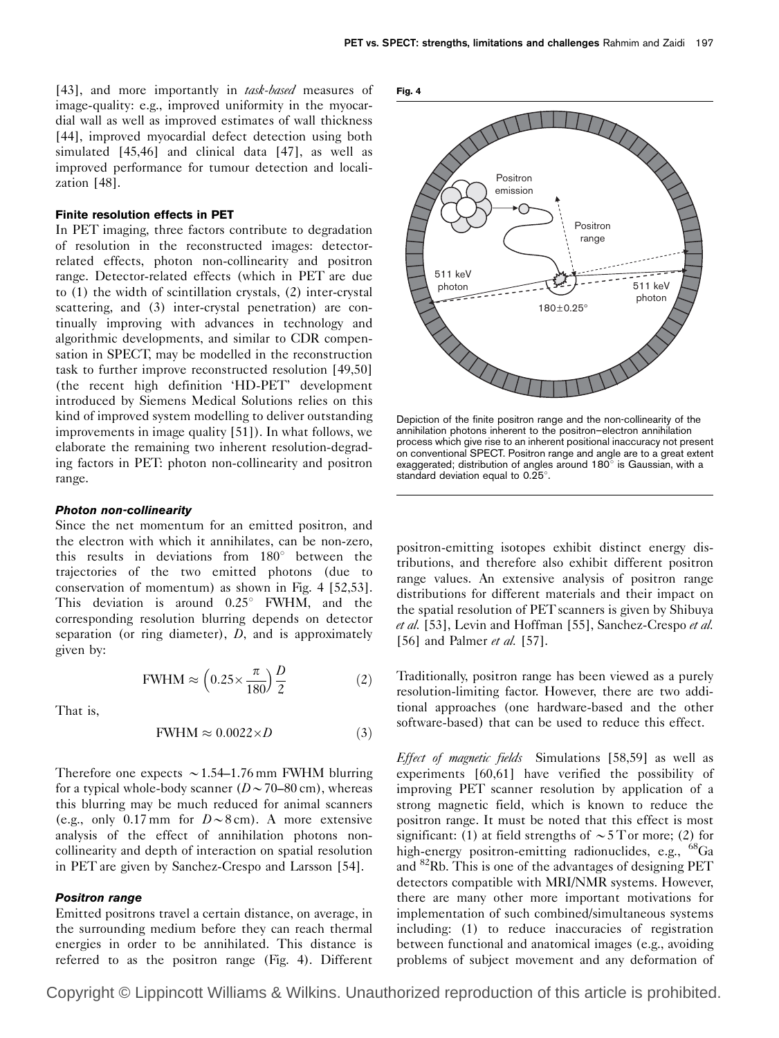[43], and more importantly in *task-based* measures of image-quality: e.g., improved uniformity in the myocardial wall as well as improved estimates of wall thickness [44], improved myocardial defect detection using both simulated [45,46] and clinical data [47], as well as improved performance for tumour detection and localization [48].

#### Finite resolution effects in PET

In PET imaging, three factors contribute to degradation of resolution in the reconstructed images: detector-related effects, photon non-collinearity and positron range. Detector-related effects (which in PET are due to (1) the width of scintillation crystals, (2) inter-crystal scattering, and (3) inter-crystal penetration) are continually improving with advances in technology and algorithmic developments, and similar to CDR compensation in SPECT, may be modelled in the reconstruction task to further improve reconstructed resolution [49,50] (the recent high definition 'HD-PET' development introduced by Siemens Medical Solutions relies on this kind of improved system modelling to deliver outstanding improvements in image quality [51]). In what follows, we elaborate the remaining two inherent resolution-degrading factors in PET: photon non-collinearity and positron range.

##### *Photon non-collinearity*

Since the net momentum for an emitted positron, and the electron with which it annihilates, can be non-zero, this results in deviations from 180° between the trajectories of the two emitted photons (due to conservation of momentum) as shown in Fig. 4 [52,53]. This deviation is around 0.25° FWHM, and the corresponding resolution blurring depends on detector separation (or ring diameter), $D$, and is approximately given by:

$$\text{FWHM} \approx \left(0.25 \times \frac{\pi}{180}\right)\frac{D}{2} \qquad (2)$$

That is,

$$\text{FWHM} \approx 0.0022 \times D \qquad (3)$$

Therefore one expects $\sim$1.54–1.76 mm FWHM blurring for a typical whole-body scanner ($D \sim 70$–$80$ cm), whereas this blurring may be much reduced for animal scanners (e.g., only 0.17 mm for $D \sim 8$ cm). A more extensive analysis of the effect of annihilation photons non-collinearity and depth of interaction on spatial resolution in PET are given by Sanchez-Crespo and Larsson [54].

##### *Positron range*

Emitted positrons travel a certain distance, on average, in the surrounding medium before they can reach thermal energies in order to be annihilated. This distance is referred to as the positron range (Fig. 4). Different positron-emitting isotopes exhibit distinct energy distributions, and therefore also exhibit different positron range values. An extensive analysis of positron range distributions for different materials and their impact on the spatial resolution of PET scanners is given by Shibuya *et al.* [53], Levin and Hoffman [55], Sanchez-Crespo *et al.* [56] and Palmer *et al.* [57].

**Fig. 4**

Depiction of the finite positron range and the non-collinearity of the annihilation photons inherent to the positron–electron annihilation process which give rise to an inherent positional inaccuracy not present on conventional SPECT. Positron range and angle are to a great extent exaggerated; distribution of angles around 180° is Gaussian, with a standard deviation equal to 0.25°.

Traditionally, positron range has been viewed as a purely resolution-limiting factor. However, there are two additional approaches (one hardware-based and the other software-based) that can be used to reduce this effect.

*Effect of magnetic fields* Simulations [58,59] as well as experiments [60,61] have verified the possibility of improving PET scanner resolution by application of a strong magnetic field, which is known to reduce the positron range. It must be noted that this effect is most significant: (1) at field strengths of $\sim$5 T or more; (2) for high-energy positron-emitting radionuclides, e.g., $^{68}$Ga and $^{82}$Rb. This is one of the advantages of designing PET detectors compatible with MRI/NMR systems. However, there are many other more important motivations for implementation of such combined/simultaneous systems including: (1) to reduce inaccuracies of registration between functional and anatomical images (e.g., avoiding problems of subject movement and any deformation of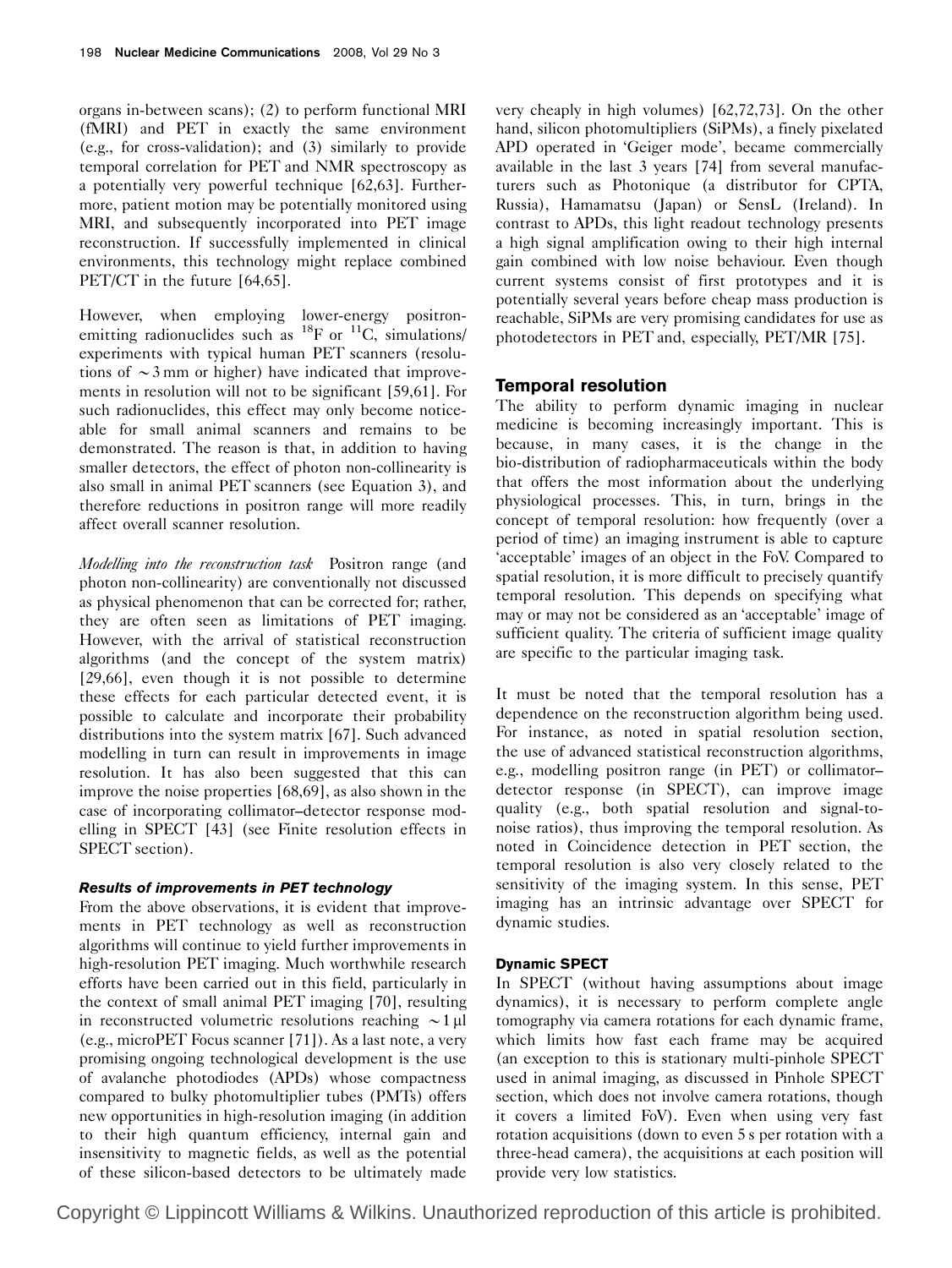organs in-between scans); (2) to perform functional MRI (fMRI) and PET in exactly the same environment (e.g., for cross-validation); and (3) similarly to provide temporal correlation for PET and NMR spectroscopy as a potentially very powerful technique [62,63]. Furthermore, patient motion may be potentially monitored using MRI, and subsequently incorporated into PET image reconstruction. If successfully implemented in clinical environments, this technology might replace combined PET/CT in the future [64,65].

However, when employing lower-energy positron-emitting radionuclides such as $^{18}$F or $^{11}$C, simulations/experiments with typical human PET scanners (resolutions of $\sim$3 mm or higher) have indicated that improvements in resolution will not to be significant [59,61]. For such radionuclides, this effect may only become noticeable for small animal scanners and remains to be demonstrated. The reason is that, in addition to having smaller detectors, the effect of photon non-collinearity is also small in animal PET scanners (see Equation 3), and therefore reductions in positron range will more readily affect overall scanner resolution.

*Modelling into the reconstruction task* Positron range (and photon non-collinearity) are conventionally not discussed as physical phenomenon that can be corrected for; rather, they are often seen as limitations of PET imaging. However, with the arrival of statistical reconstruction algorithms (and the concept of the system matrix) [29,66], even though it is not possible to determine these effects for each particular detected event, it is possible to calculate and incorporate their probability distributions into the system matrix [67]. Such advanced modelling in turn can result in improvements in image resolution. It has also been suggested that this can improve the noise properties [68,69], as also shown in the case of incorporating collimator–detector response modelling in SPECT [43] (see Finite resolution effects in SPECT section).

#### Results of improvements in PET technology

From the above observations, it is evident that improvements in PET technology as well as reconstruction algorithms will continue to yield further improvements in high-resolution PET imaging. Much worthwhile research efforts have been carried out in this field, particularly in the context of small animal PET imaging [70], resulting in reconstructed volumetric resolutions reaching $\sim$1 μl (e.g., microPET Focus scanner [71]). As a last note, a very promising ongoing technological development is the use of avalanche photodiodes (APDs) whose compactness compared to bulky photomultiplier tubes (PMTs) offers new opportunities in high-resolution imaging (in addition to their high quantum efficiency, internal gain and insensitivity to magnetic fields, as well as the potential of these silicon-based detectors to be ultimately made very cheaply in high volumes) [62,72,73]. On the other hand, silicon photomultipliers (SiPMs), a finely pixelated APD operated in 'Geiger mode', became commercially available in the last 3 years [74] from several manufacturers such as Photonique (a distributor for CPTA, Russia), Hamamatsu (Japan) or SensL (Ireland). In contrast to APDs, this light readout technology presents a high signal amplification owing to their high internal gain combined with low noise behaviour. Even though current systems consist of first prototypes and it is potentially several years before cheap mass production is reachable, SiPMs are very promising candidates for use as photodetectors in PET and, especially, PET/MR [75].

## Temporal resolution

The ability to perform dynamic imaging in nuclear medicine is becoming increasingly important. This is because, in many cases, it is the change in the bio-distribution of radiopharmaceuticals within the body that offers the most information about the underlying physiological processes. This, in turn, brings in the concept of temporal resolution: how frequently (over a period of time) an imaging instrument is able to capture 'acceptable' images of an object in the FoV. Compared to spatial resolution, it is more difficult to precisely quantify temporal resolution. This depends on specifying what may or may not be considered as an 'acceptable' image of sufficient quality. The criteria of sufficient image quality are specific to the particular imaging task.

It must be noted that the temporal resolution has a dependence on the reconstruction algorithm being used. For instance, as noted in spatial resolution section, the use of advanced statistical reconstruction algorithms, e.g., modelling positron range (in PET) or collimator–detector response (in SPECT), can improve image quality (e.g., both spatial resolution and signal-to-noise ratios), thus improving the temporal resolution. As noted in Coincidence detection in PET section, the temporal resolution is also very closely related to the sensitivity of the imaging system. In this sense, PET imaging has an intrinsic advantage over SPECT for dynamic studies.

#### Dynamic SPECT

In SPECT (without having assumptions about image dynamics), it is necessary to perform complete angle tomography via camera rotations for each dynamic frame, which limits how fast each frame may be acquired (an exception to this is stationary multi-pinhole SPECT used in animal imaging, as discussed in Pinhole SPECT section, which does not involve camera rotations, though it covers a limited FoV). Even when using very fast rotation acquisitions (down to even 5 s per rotation with a three-head camera), the acquisitions at each position will provide very low statistics.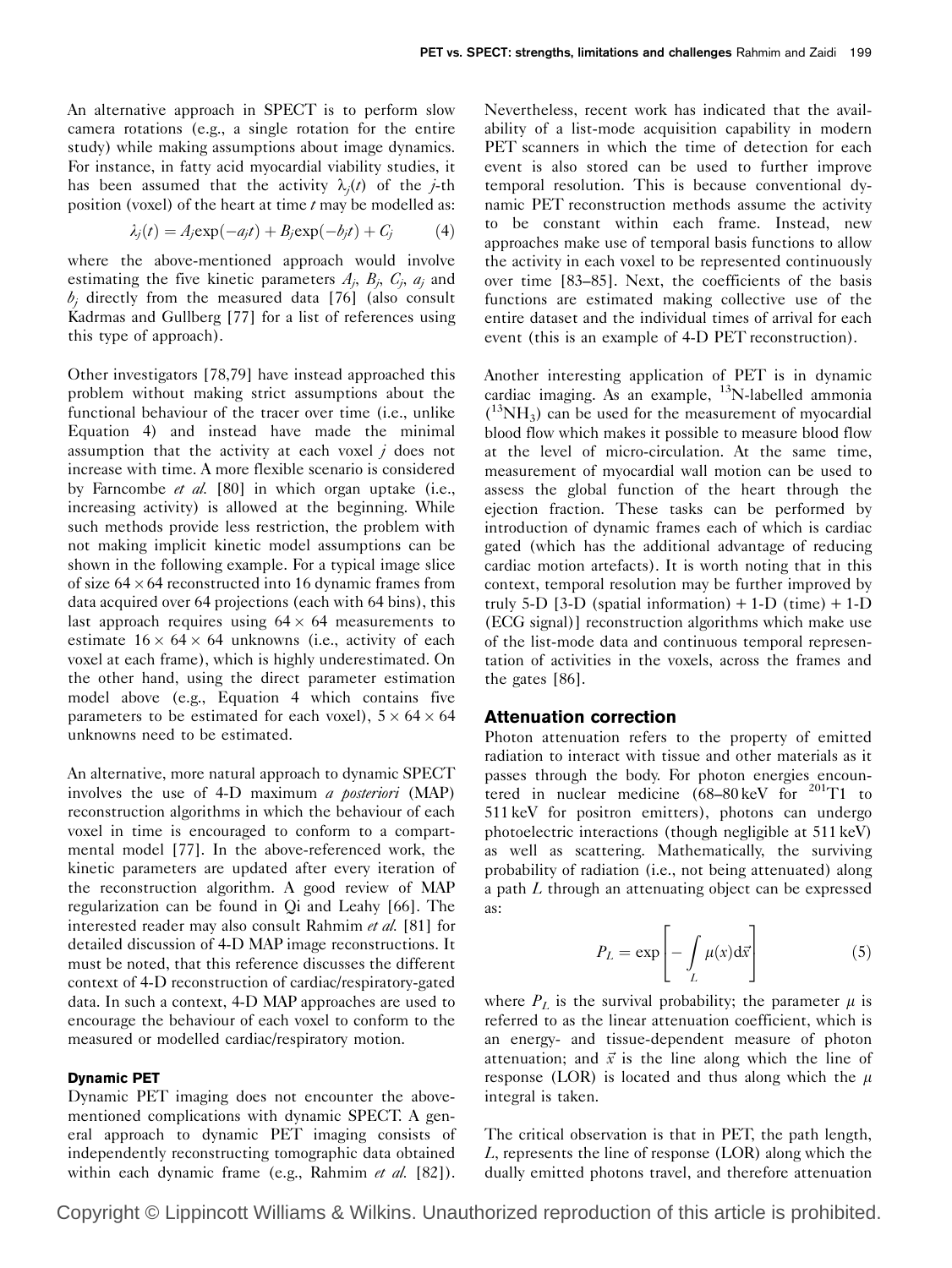An alternative approach in SPECT is to perform slow camera rotations (e.g., a single rotation for the entire study) while making assumptions about image dynamics. For instance, in fatty acid myocardial viability studies, it has been assumed that the activity $\lambda_j(t)$ of the $j$-th position (voxel) of the heart at time $t$ may be modelled as:

$$\lambda_j(t) = A_j \exp(-a_j t) + B_j \exp(-b_j t) + C_j \tag{4}$$

where the above-mentioned approach would involve estimating the five kinetic parameters $A_j$, $B_j$, $C_j$, $a_j$ and $b_j$ directly from the measured data [76] (also consult Kadrmas and Gullberg [77] for a list of references using this type of approach).

Other investigators [78,79] have instead approached this problem without making strict assumptions about the functional behaviour of the tracer over time (i.e., unlike Equation 4) and instead have made the minimal assumption that the activity at each voxel $j$ does not increase with time. A more flexible scenario is considered by Farncombe *et al.* [80] in which organ uptake (i.e., increasing activity) is allowed at the beginning. While such methods provide less restriction, the problem with not making implicit kinetic model assumptions can be shown in the following example. For a typical image slice of size $64 \times 64$ reconstructed into 16 dynamic frames from data acquired over 64 projections (each with 64 bins), this last approach requires using $64 \times 64$ measurements to estimate $16 \times 64 \times 64$ unknowns (i.e., activity of each voxel at each frame), which is highly underestimated. On the other hand, using the direct parameter estimation model above (e.g., Equation 4 which contains five parameters to be estimated for each voxel), $5 \times 64 \times 64$ unknowns need to be estimated.

An alternative, more natural approach to dynamic SPECT involves the use of 4-D maximum *a posteriori* (MAP) reconstruction algorithms in which the behaviour of each voxel in time is encouraged to conform to a compartmental model [77]. In the above-referenced work, the kinetic parameters are updated after every iteration of the reconstruction algorithm. A good review of MAP regularization can be found in Qi and Leahy [66]. The interested reader may also consult Rahmim *et al.* [81] for detailed discussion of 4-D MAP image reconstructions. It must be noted, that this reference discusses the different context of 4-D reconstruction of cardiac/respiratory-gated data. In such a context, 4-D MAP approaches are used to encourage the behaviour of each voxel to conform to the measured or modelled cardiac/respiratory motion.

#### Dynamic PET

Dynamic PET imaging does not encounter the above-mentioned complications with dynamic SPECT. A general approach to dynamic PET imaging consists of independently reconstructing tomographic data obtained within each dynamic frame (e.g., Rahmim *et al.* [82]). Nevertheless, recent work has indicated that the availability of a list-mode acquisition capability in modern PET scanners in which the time of detection for each event is also stored can be used to further improve temporal resolution. This is because conventional dynamic PET reconstruction methods assume the activity to be constant within each frame. Instead, new approaches make use of temporal basis functions to allow the activity in each voxel to be represented continuously over time [83–85]. Next, the coefficients of the basis functions are estimated making collective use of the entire dataset and the individual times of arrival for each event (this is an example of 4-D PET reconstruction).

Another interesting application of PET is in dynamic cardiac imaging. As an example, $^{13}$N-labelled ammonia ($^{13}NH_3$) can be used for the measurement of myocardial blood flow which makes it possible to measure blood flow at the level of micro-circulation. At the same time, measurement of myocardial wall motion can be used to assess the global function of the heart through the ejection fraction. These tasks can be performed by introduction of dynamic frames each of which is cardiac gated (which has the additional advantage of reducing cardiac motion artefacts). It is worth noting that in this context, temporal resolution may be further improved by truly 5-D [3-D (spatial information) + 1-D (time) + 1-D (ECG signal)] reconstruction algorithms which make use of the list-mode data and continuous temporal representation of activities in the voxels, across the frames and the gates [86].

### Attenuation correction

Photon attenuation refers to the property of emitted radiation to interact with tissue and other materials as it passes through the body. For photon energies encountered in nuclear medicine (68–80 keV for $^{201}$Tl to 511 keV for positron emitters), photons can undergo photoelectric interactions (though negligible at 511 keV) as well as scattering. Mathematically, the surviving probability of radiation (i.e., not being attenuated) along a path $L$ through an attenuating object can be expressed as:

$$P_L = \exp\left[-\int_L \mu(x)\,d\vec{x}\right] \tag{5}$$

where $P_L$ is the survival probability; the parameter $\mu$ is referred to as the linear attenuation coefficient, which is an energy- and tissue-dependent measure of photon attenuation; and $\vec{x}$ is the line along which the line of response (LOR) is located and thus along which the $\mu$ integral is taken.

The critical observation is that in PET, the path length, $L$, represents the line of response (LOR) along which the dually emitted photons travel, and therefore attenuation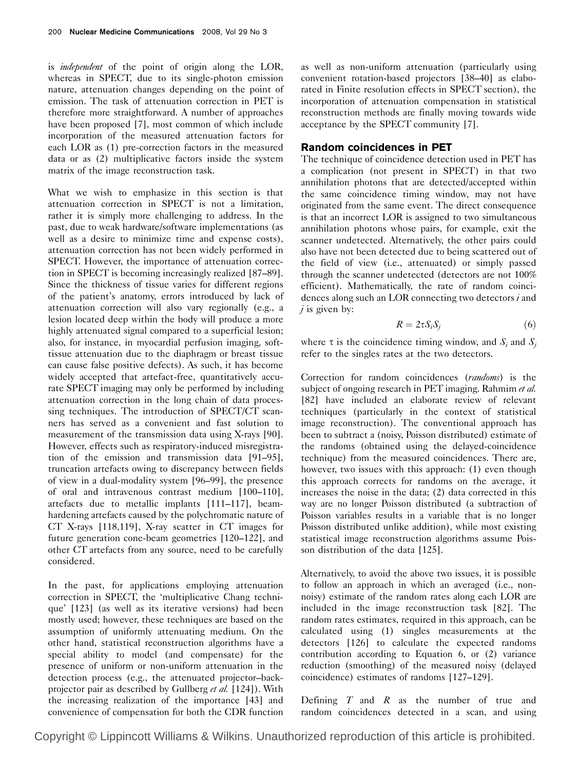is *independent* of the point of origin along the LOR, whereas in SPECT, due to its single-photon emission nature, attenuation changes depending on the point of emission. The task of attenuation correction in PET is therefore more straightforward. A number of approaches have been proposed [7], most common of which include incorporation of the measured attenuation factors for each LOR as (1) pre-correction factors in the measured data or as (2) multiplicative factors inside the system matrix of the image reconstruction task.

What we wish to emphasize in this section is that attenuation correction in SPECT is not a limitation, rather it is simply more challenging to address. In the past, due to weak hardware/software implementations (as well as a desire to minimize time and expense costs), attenuation correction has not been widely performed in SPECT. However, the importance of attenuation correction in SPECT is becoming increasingly realized [87–89]. Since the thickness of tissue varies for different regions of the patient's anatomy, errors introduced by lack of attenuation correction will also vary regionally (e.g., a lesion located deep within the body will produce a more highly attenuated signal compared to a superficial lesion; also, for instance, in myocardial perfusion imaging, soft-tissue attenuation due to the diaphragm or breast tissue can cause false positive defects). As such, it has become widely accepted that artefact-free, quantitatively accurate SPECT imaging may only be performed by including attenuation correction in the long chain of data processing techniques. The introduction of SPECT/CT scanners has served as a convenient and fast solution to measurement of the transmission data using X-rays [90]. However, effects such as respiratory-induced misregistration of the emission and transmission data [91–95], truncation artefacts owing to discrepancy between fields of view in a dual-modality system [96–99], the presence of oral and intravenous contrast medium [100–110], artefacts due to metallic implants [111–117], beam-hardening artefacts caused by the polychromatic nature of CT X-rays [118,119], X-ray scatter in CT images for future generation cone-beam geometries [120–122], and other CT artefacts from any source, need to be carefully considered.

In the past, for applications employing attenuation correction in SPECT, the 'multiplicative Chang technique' [123] (as well as its iterative versions) had been mostly used; however, these techniques are based on the assumption of uniformly attenuating medium. On the other hand, statistical reconstruction algorithms have a special ability to model (and compensate) for the presence of uniform or non-uniform attenuation in the detection process (e.g., the attenuated projector–backprojector pair as described by Gullberg *et al.* [124]). With the increasing realization of the importance [43] and convenience of compensation for both the CDR function as well as non-uniform attenuation (particularly using convenient rotation-based projectors [38–40] as elaborated in Finite resolution effects in SPECT section), the incorporation of attenuation compensation in statistical reconstruction methods are finally moving towards wide acceptance by the SPECT community [7].

## Random coincidences in PET

The technique of coincidence detection used in PET has a complication (not present in SPECT) in that two annihilation photons that are detected/accepted within the same coincidence timing window, may not have originated from the same event. The direct consequence is that an incorrect LOR is assigned to two simultaneous annihilation photons whose pairs, for example, exit the scanner undetected. Alternatively, the other pairs could also have not been detected due to being scattered out of the field of view (i.e., attenuated) or simply passed through the scanner undetected (detectors are not 100% efficient). Mathematically, the rate of random coincidences along such an LOR connecting two detectors $i$ and $j$ is given by:

$$R = 2\tau S_i S_j \qquad (6)$$

where $\tau$ is the coincidence timing window, and $S_i$ and $S_j$ refer to the singles rates at the two detectors.

Correction for random coincidences (*randoms*) is the subject of ongoing research in PET imaging. Rahmim *et al.* [82] have included an elaborate review of relevant techniques (particularly in the context of statistical image reconstruction). The conventional approach has been to subtract a (noisy, Poisson distributed) estimate of the randoms (obtained using the delayed-coincidence technique) from the measured coincidences. There are, however, two issues with this approach: (1) even though this approach corrects for randoms on the average, it increases the noise in the data; (2) data corrected in this way are no longer Poisson distributed (a subtraction of Poisson variables results in a variable that is no longer Poisson distributed unlike addition), while most existing statistical image reconstruction algorithms assume Poisson distribution of the data [125].

Alternatively, to avoid the above two issues, it is possible to follow an approach in which an averaged (i.e., non-noisy) estimate of the random rates along each LOR are included in the image reconstruction task [82]. The random rates estimates, required in this approach, can be calculated using (1) singles measurements at the detectors [126] to calculate the expected randoms contribution according to Equation 6, or (2) variance reduction (smoothing) of the measured noisy (delayed coincidence) estimates of randoms [127–129].

Defining $T$ and $R$ as the number of true and random coincidences detected in a scan, and using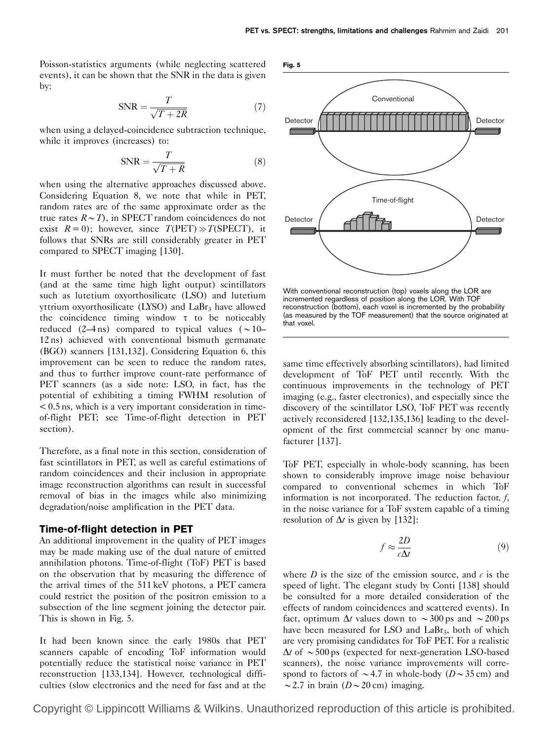Poisson-statistics arguments (while neglecting scattered events), it can be shown that the SNR in the data is given by:

$$\text{SNR} = \frac{T}{\sqrt{T + 2R}} \tag{7}$$

when using a delayed-coincidence subtraction technique, while it improves (increases) to:

$$\text{SNR} = \frac{T}{\sqrt{T + R}} \tag{8}$$

when using the alternative approaches discussed above. Considering Equation 8, we note that while in PET, random rates are of the same approximate order as the true rates $R \sim T$), in SPECT random coincidences do not exist $R = 0$); however, since $T(\text{PET}) \gg T(\text{SPECT})$, it follows that SNRs are still considerably greater in PET compared to SPECT imaging [130].

It must further be noted that the development of fast (and at the same time high light output) scintillators such as lutetium oxyorthosilicate (LSO) and lutetium yttrium oxyorthosilicate (LYSO) and $LaBr_3$ have allowed the coincidence timing window $\tau$ to be noticeably reduced (2–4 ns) compared to typical values ($\sim$10–12 ns) achieved with conventional bismuth germanate (BGO) scanners [131,132]. Considering Equation 6, this improvement can be seen to reduce the random rates, and thus to further improve count-rate performance of PET scanners (as a side note: LSO, in fact, has the potential of exhibiting a timing FWHM resolution of < 0.5 ns, which is a very important consideration in time-of-flight PET; see Time-of-flight detection in PET section).

Therefore, as a final note in this section, consideration of fast scintillators in PET, as well as careful estimations of random coincidences and their inclusion in appropriate image reconstruction algorithms can result in successful removal of bias in the images while also minimizing degradation/noise amplification in the PET data.

## Time-of-flight detection in PET

An additional improvement in the quality of PET images may be made making use of the dual nature of emitted annihilation photons. Time-of-flight (ToF) PET is based on the observation that by measuring the difference of the arrival times of the 511 keV photons, a PET camera could restrict the position of the positron emission to a subsection of the line segment joining the detector pair. This is shown in Fig. 5.

It had been known since the early 1980s that PET scanners capable of encoding ToF information would potentially reduce the statistical noise variance in PET reconstruction [133,134]. However, technological difficulties (slow electronics and the need for fast and at the same time effectively absorbing scintillators), had limited development of ToF PET until recently. With the continuous improvements in the technology of PET imaging (e.g., faster electronics), and especially since the discovery of the scintillator LSO, ToF PET was recently actively reconsidered [132,135,136] leading to the development of the first commercial scanner by one manufacturer [137].

**Fig. 5**

With conventional reconstruction (top) voxels along the LOR are incremented regardless of position along the LOR. With TOF reconstruction (bottom), each voxel is incremented by the probability (as measured by the TOF measurement) that the source originated at that voxel.

ToF PET, especially in whole-body scanning, has been shown to considerably improve image noise behaviour compared to conventional schemes in which ToF information is not incorporated. The reduction factor, $f$, in the noise variance for a ToF system capable of a timing resolution of $\Delta t$ is given by [132]:

$$f \approx \frac{2D}{c\Delta t} \tag{9}$$

where $D$ is the size of the emission source, and $c$ is the speed of light. The elegant study by Conti [138] should be consulted for a more detailed consideration of the effects of random coincidences and scattered events). In fact, optimum $\Delta t$ values down to $\sim$300 ps and $\sim$200 ps have been measured for LSO and $LaBr_3$, both of which are very promising candidates for ToF PET. For a realistic $\Delta t$ of $\sim$500 ps (expected for next-generation LSO-based scanners), the noise variance improvements will correspond to factors of $\sim$4.7 in whole-body ($D \sim 35$ cm) and $\sim$2.7 in brain ($D \sim 20$ cm) imaging.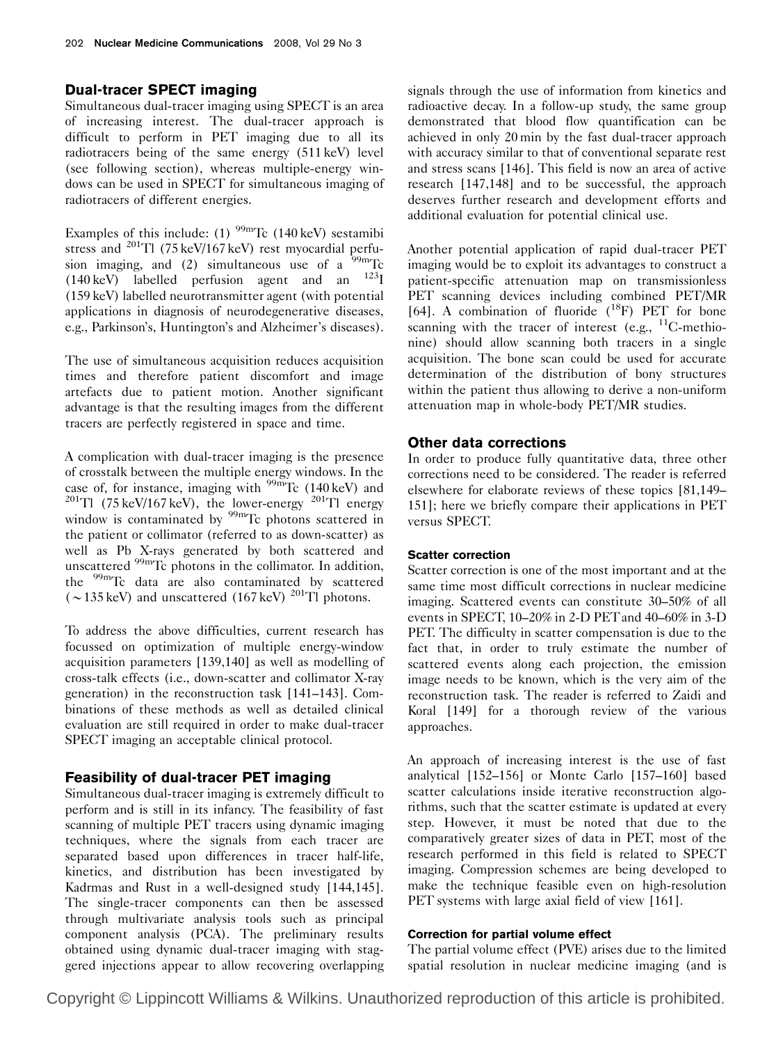## Dual-tracer SPECT imaging

Simultaneous dual-tracer imaging using SPECT is an area of increasing interest. The dual-tracer approach is difficult to perform in PET imaging due to all its radiotracers being of the same energy (511 keV) level (see following section), whereas multiple-energy windows can be used in SPECT for simultaneous imaging of radiotracers of different energies.

Examples of this include: (1) $^{99m}$Tc (140 keV) sestamibi stress and $^{201}$Tl (75 keV/167 keV) rest myocardial perfusion imaging, and (2) simultaneous use of a $^{99m}$Tc (140 keV) labelled perfusion agent and an $^{123}$I (159 keV) labelled neurotransmitter agent (with potential applications in diagnosis of neurodegenerative diseases, e.g., Parkinson's, Huntington's and Alzheimer's diseases).

The use of simultaneous acquisition reduces acquisition times and therefore patient discomfort and image artefacts due to patient motion. Another significant advantage is that the resulting images from the different tracers are perfectly registered in space and time.

A complication with dual-tracer imaging is the presence of crosstalk between the multiple energy windows. In the case of, for instance, imaging with $^{99m}$Tc (140 keV) and $^{201}$Tl (75 keV/167 keV), the lower-energy $^{201}$Tl energy window is contaminated by $^{99m}$Tc photons scattered in the patient or collimator (referred to as down-scatter) as well as Pb X-rays generated by both scattered and unscattered $^{99m}$Tc photons in the collimator. In addition, the $^{99m}$Tc data are also contaminated by scattered ($\sim$135 keV) and unscattered (167 keV) $^{201}$Tl photons.

To address the above difficulties, current research has focussed on optimization of multiple energy-window acquisition parameters [139,140] as well as modelling of cross-talk effects (i.e., down-scatter and collimator X-ray generation) in the reconstruction task [141–143]. Combinations of these methods as well as detailed clinical evaluation are still required in order to make dual-tracer SPECT imaging an acceptable clinical protocol.

## Feasibility of dual-tracer PET imaging

Simultaneous dual-tracer imaging is extremely difficult to perform and is still in its infancy. The feasibility of fast scanning of multiple PET tracers using dynamic imaging techniques, where the signals from each tracer are separated based upon differences in tracer half-life, kinetics, and distribution has been investigated by Kadrmas and Rust in a well-designed study [144,145]. The single-tracer components can then be assessed through multivariate analysis tools such as principal component analysis (PCA). The preliminary results obtained using dynamic dual-tracer imaging with staggered injections appear to allow recovering overlapping signals through the use of information from kinetics and radioactive decay. In a follow-up study, the same group demonstrated that blood flow quantification can be achieved in only 20 min by the fast dual-tracer approach with accuracy similar to that of conventional separate rest and stress scans [146]. This field is now an area of active research [147,148] and to be successful, the approach deserves further research and development efforts and additional evaluation for potential clinical use.

Another potential application of rapid dual-tracer PET imaging would be to exploit its advantages to construct a patient-specific attenuation map on transmissionless PET scanning devices including combined PET/MR [64]. A combination of fluoride ($^{18}$F) PET for bone scanning with the tracer of interest (e.g., $^{11}$C-methionine) should allow scanning both tracers in a single acquisition. The bone scan could be used for accurate determination of the distribution of bony structures within the patient thus allowing to derive a non-uniform attenuation map in whole-body PET/MR studies.

## Other data corrections

In order to produce fully quantitative data, three other corrections need to be considered. The reader is referred elsewhere for elaborate reviews of these topics [81,149–151]; here we briefly compare their applications in PET versus SPECT.

### Scatter correction

Scatter correction is one of the most important and at the same time most difficult corrections in nuclear medicine imaging. Scattered events can constitute 30–50% of all events in SPECT, 10–20% in 2-D PET and 40–60% in 3-D PET. The difficulty in scatter compensation is due to the fact that, in order to truly estimate the number of scattered events along each projection, the emission image needs to be known, which is the very aim of the reconstruction task. The reader is referred to Zaidi and Koral [149] for a thorough review of the various approaches.

An approach of increasing interest is the use of fast analytical [152–156] or Monte Carlo [157–160] based scatter calculations inside iterative reconstruction algorithms, such that the scatter estimate is updated at every step. However, it must be noted that due to the comparatively greater sizes of data in PET, most of the research performed in this field is related to SPECT imaging. Compression schemes are being developed to make the technique feasible even on high-resolution PET systems with large axial field of view [161].

### Correction for partial volume effect

The partial volume effect (PVE) arises due to the limited spatial resolution in nuclear medicine imaging (and is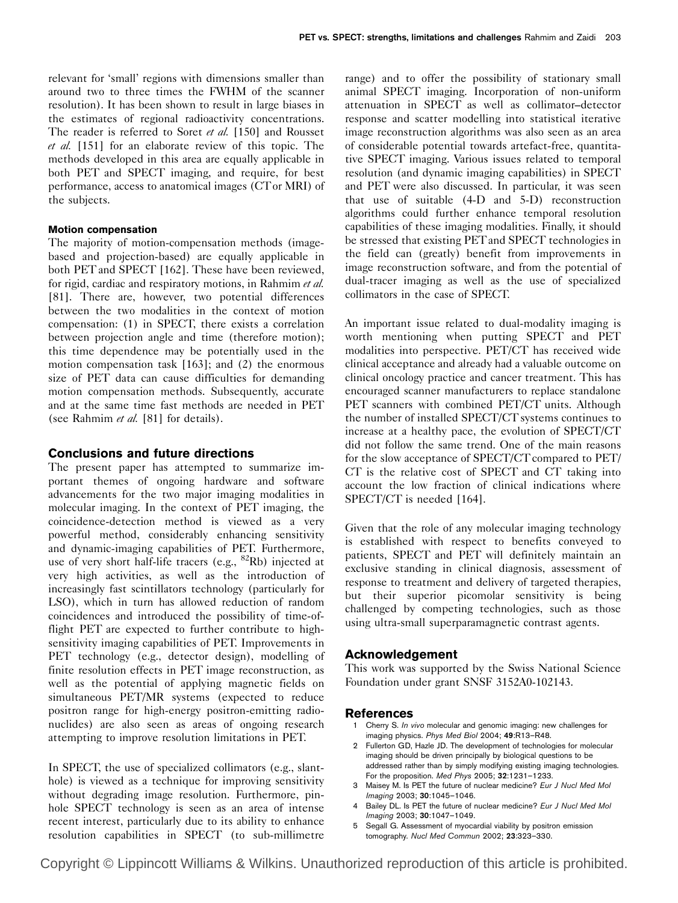relevant for 'small' regions with dimensions smaller than around two to three times the FWHM of the scanner resolution). It has been shown to result in large biases in the estimates of regional radioactivity concentrations. The reader is referred to Soret *et al.* [150] and Rousset *et al.* [151] for an elaborate review of this topic. The methods developed in this area are equally applicable in both PET and SPECT imaging, and require, for best performance, access to anatomical images (CT or MRI) of the subjects.

### Motion compensation

The majority of motion-compensation methods (image-based and projection-based) are equally applicable in both PET and SPECT [162]. These have been reviewed, for rigid, cardiac and respiratory motions, in Rahmim *et al.* [81]. There are, however, two potential differences between the two modalities in the context of motion compensation: (1) in SPECT, there exists a correlation between projection angle and time (therefore motion); this time dependence may be potentially used in the motion compensation task [163]; and (2) the enormous size of PET data can cause difficulties for demanding motion compensation methods. Subsequently, accurate and at the same time fast methods are needed in PET (see Rahmim *et al.* [81] for details).

## Conclusions and future directions

The present paper has attempted to summarize important themes of ongoing hardware and software advancements for the two major imaging modalities in molecular imaging. In the context of PET imaging, the coincidence-detection method is viewed as a very powerful method, considerably enhancing sensitivity and dynamic-imaging capabilities of PET. Furthermore, use of very short half-life tracers (e.g., $^{82}$Rb) injected at very high activities, as well as the introduction of increasingly fast scintillators technology (particularly for LSO), which in turn has allowed reduction of random coincidences and introduced the possibility of time-of-flight PET are expected to further contribute to high-sensitivity imaging capabilities of PET. Improvements in PET technology (e.g., detector design), modelling of finite resolution effects in PET image reconstruction, as well as the potential of applying magnetic fields on simultaneous PET/MR systems (expected to reduce positron range for high-energy positron-emitting radionuclides) are also seen as areas of ongoing research attempting to improve resolution limitations in PET.

In SPECT, the use of specialized collimators (e.g., slant-hole) is viewed as a technique for improving sensitivity without degrading image resolution. Furthermore, pinhole SPECT technology is seen as an area of intense recent interest, particularly due to its ability to enhance resolution capabilities in SPECT (to sub-millimetre range) and to offer the possibility of stationary small animal SPECT imaging. Incorporation of non-uniform attenuation in SPECT as well as collimator–detector response and scatter modelling into statistical iterative image reconstruction algorithms was also seen as an area of considerable potential towards artefact-free, quantitative SPECT imaging. Various issues related to temporal resolution (and dynamic imaging capabilities) in SPECT and PET were also discussed. In particular, it was seen that use of suitable (4-D and 5-D) reconstruction algorithms could further enhance temporal resolution capabilities of these imaging modalities. Finally, it should be stressed that existing PET and SPECT technologies in the field can (greatly) benefit from improvements in image reconstruction software, and from the potential of dual-tracer imaging as well as the use of specialized collimators in the case of SPECT.

An important issue related to dual-modality imaging is worth mentioning when putting SPECT and PET modalities into perspective. PET/CT has received wide clinical acceptance and already had a valuable outcome on clinical oncology practice and cancer treatment. This has encouraged scanner manufacturers to replace standalone PET scanners with combined PET/CT units. Although the number of installed SPECT/CT systems continues to increase at a healthy pace, the evolution of SPECT/CT did not follow the same trend. One of the main reasons for the slow acceptance of SPECT/CT compared to PET/CT is the relative cost of SPECT and CT taking into account the low fraction of clinical indications where SPECT/CT is needed [164].

Given that the role of any molecular imaging technology is established with respect to benefits conveyed to patients, SPECT and PET will definitely maintain an exclusive standing in clinical diagnosis, assessment of response to treatment and delivery of targeted therapies, but their superior picomolar sensitivity is being challenged by competing technologies, such as those using ultra-small superparamagnetic contrast agents.

## Acknowledgement

This work was supported by the Swiss National Science Foundation under grant SNSF 3152A0-102143.

## References

1. Cherry S. *In vivo* molecular and genomic imaging: new challenges for imaging physics. *Phys Med Biol* 2004; **49**:R13–R48.
2. Fullerton GD, Hazle JD. The development of technologies for molecular imaging should be driven principally by biological questions to be addressed rather than by simply modifying existing imaging technologies. For the proposition. *Med Phys* 2005; **32**:1231–1233.
3. Maisey M. Is PET the future of nuclear medicine? *Eur J Nucl Med Mol Imaging* 2003; **30**:1045–1046.
4. Bailey DL. Is PET the future of nuclear medicine? *Eur J Nucl Med Mol Imaging* 2003; **30**:1047–1049.
5. Segall G. Assessment of myocardial viability by positron emission tomography. *Nucl Med Commun* 2002; **23**:323–330.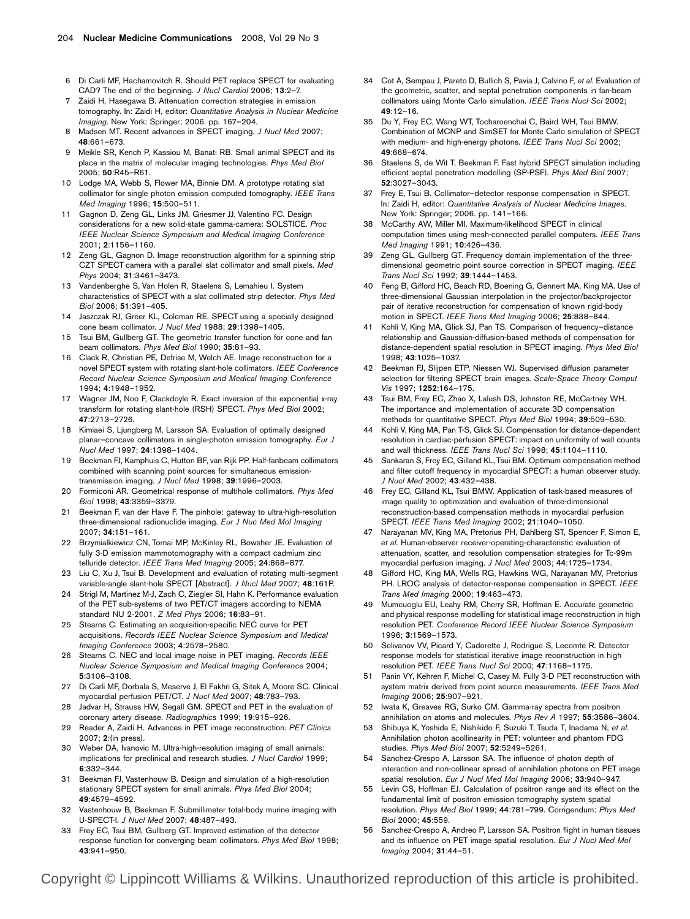6 Di Carli MF, Hachamovitch R. Should PET replace SPECT for evaluating CAD? The end of the beginning. *J Nucl Cardiol* 2006; **13**:2–7.

7 Zaidi H, Hasegawa B. Attenuation correction strategies in emission tomography. In: Zaidi H, editor: *Quantitative Analysis in Nuclear Medicine Imaging*. New York: Springer; 2006. pp. 167–204.

8 Madsen MT. Recent advances in SPECT imaging. *J Nucl Med* 2007; **48**:661–673.

9 Meikle SR, Kench P, Kassiou M, Banati RB. Small animal SPECT and its place in the matrix of molecular imaging technologies. *Phys Med Biol* 2005; **50**:R45–R61.

10 Lodge MA, Webb S, Flower MA, Binnie DM. A prototype rotating slat collimator for single photon emission computed tomography. *IEEE Trans Med Imaging* 1996; **15**:500–511.

11 Gagnon D, Zeng GL, Links JM, Griesmer JJ, Valentino FC. Design considerations for a new solid-state gamma-camera: SOLSTICE. *Proc IEEE Nuclear Science Symposium and Medical Imaging Conference* 2001; **2**:1156–1160.

12 Zeng GL, Gagnon D. Image reconstruction algorithm for a spinning strip CZT SPECT camera with a parallel slat collimator and small pixels. *Med Phys* 2004; **31**:3461–3473.

13 Vandenberghe S, Van Holen R, Staelens S, Lemahieu I. System characteristics of SPECT with a slat collimated strip detector. *Phys Med Biol* 2006; **51**:391–405.

14 Jaszczak RJ, Greer KL, Coleman RE. SPECT using a specially designed cone beam collimator. *J Nucl Med* 1988; **29**:1398–1405.

15 Tsui BM, Gullberg GT. The geometric transfer function for cone and fan beam collimators. *Phys Med Biol* 1990; **35**:81–93.

16 Clack R, Christian PE, Defrise M, Welch AE. Image reconstruction for a novel SPECT system with rotating slant-hole collimators. *IEEE Conference Record Nuclear Science Symposium and Medical Imaging Conference* 1994; **4**:1948–1952.

17 Wagner JM, Noo F, Clackdoyle R. Exact inversion of the exponential x-ray transform for rotating slant-hole (RSH) SPECT. *Phys Med Biol* 2002; **47**:2713–2726.

18 Kimiaei S, Ljungberg M, Larsson SA. Evaluation of optimally designed planar–concave collimators in single-photon emission tomography. *Eur J Nucl Med* 1997; **24**:1398–1404.

19 Beekman FJ, Kamphuis C, Hutton BF, van Rijk PP. Half-fanbeam collimators combined with scanning point sources for simultaneous emission-transmission imaging. *J Nucl Med* 1998; **39**:1996–2003.

20 Formiconi AR. Geometrical response of multihole collimators. *Phys Med Biol* 1998; **43**:3359–3379.

21 Beekman F, van der Have F. The pinhole: gateway to ultra-high-resolution three-dimensional radionuclide imaging. *Eur J Nuc Med Mol Imaging* 2007; **34**:151–161.

22 Brzymialkiewicz CN, Tornai MP, McKinley RL, Bowsher JE. Evaluation of fully 3-D emission mammotomography with a compact cadmium zinc telluride detector. *IEEE Trans Med Imaging* 2005; **24**:868–877.

23 Liu C, Xu J, Tsui B. Development and evaluation of rotating multi-segment variable-angle slant-hole SPECT [Abstract]. *J Nucl Med* 2007; **48**:161P.

24 Strigl M, Martinez M-J, Zach C, Ziegler SI, Hahn K. Performance evaluation of the PET sub-systems of two PET/CT imagers according to NEMA standard NU 2-2001. *Z Med Phys* 2006; **16**:83–91.

25 Stearns C. Estimating an acquisition-specific NEC curve for PET acquisitions. *Records IEEE Nuclear Science Symposium and Medical Imaging Conference* 2003; **4**:2578–2580.

26 Stearns C. NEC and local image noise in PET imaging. *Records IEEE Nuclear Science Symposium and Medical Imaging Conference* 2004; **5**:3106–3108.

27 Di Carli MF, Dorbala S, Meserve J, El Fakhri G, Sitek A, Moore SC. Clinical myocardial perfusion PET/CT. *J Nucl Med* 2007; **48**:783–793.

28 Jadvar H, Strauss HW, Segall GM. SPECT and PET in the evaluation of coronary artery disease. *Radiographics* 1999; **19**:915–926.

29 Reader A, Zaidi H. Advances in PET image reconstruction. *PET Clinics* 2007; **2**:(in press).

30 Weber DA, Ivanovic M. Ultra-high-resolution imaging of small animals: implications for preclinical and research studies. *J Nucl Cardiol* 1999; **6**:332–344.

31 Beekman FJ, Vastenhouw B. Design and simulation of a high-resolution stationary SPECT system for small animals. *Phys Med Biol* 2004; **49**:4579–4592.

32 Vastenhouw B, Beekman F. Submillimeter total-body murine imaging with U-SPECT-I. *J Nucl Med* 2007; **48**:487–493.

33 Frey EC, Tsui BM, Gullberg GT. Improved estimation of the detector response function for converging beam collimators. *Phys Med Biol* 1998; **43**:941–950.

34 Cot A, Sempau J, Pareto D, Bullich S, Pavia J, Calvino F, *et al*. Evaluation of the geometric, scatter, and septal penetration components in fan-beam collimators using Monte Carlo simulation. *IEEE Trans Nucl Sci* 2002; **49**:12–16.

35 Du Y, Frey EC, Wang WT, Tocharoenchai C, Baird WH, Tsui BMW. Combination of MCNP and SimSET for Monte Carlo simulation of SPECT with medium- and high-energy photons. *IEEE Trans Nucl Sci* 2002; **49**:668–674.

36 Staelens S, de Wit T, Beekman F. Fast hybrid SPECT simulation including efficient septal penetration modelling (SP-PSF). *Phys Med Biol* 2007; **52**:3027–3043.

37 Frey E, Tsui B. Collimator–detector response compensation in SPECT. In: Zaidi H, editor: *Quantitative Analysis of Nuclear Medicine Images*. New York: Springer; 2006. pp. 141–166.

38 McCarthy AW, Miller MI. Maximum-likelihood SPECT in clinical computation times using mesh-connected parallel computers. *IEEE Trans Med Imaging* 1991; **10**:426–436.

39 Zeng GL, Gullberg GT. Frequency domain implementation of the three-dimensional geometric point source correction in SPECT imaging. *IEEE Trans Nucl Sci* 1992; **39**:1444–1453.

40 Feng B, Gifford HC, Beach RD, Boening G, Gennert MA, King MA. Use of three-dimensional Gaussian interpolation in the projector/backprojector pair of iterative reconstruction for compensation of known rigid-body motion in SPECT. *IEEE Trans Med Imaging* 2006; **25**:838–844.

41 Kohli V, King MA, Glick SJ, Pan TS. Comparison of frequency–distance relationship and Gaussian-diffusion-based methods of compensation for distance-dependent spatial resolution in SPECT imaging. *Phys Med Biol* 1998; **43**:1025–1037.

42 Beekman FJ, Slijpen ETP, Niessen WJ. Supervised diffusion parameter selection for filtering SPECT brain images. *Scale-Space Theory Comput Vis* 1997; **1252**:164–175.

43 Tsui BM, Frey EC, Zhao X, Lalush DS, Johnston RE, McCartney WH. The importance and implementation of accurate 3D compensation methods for quantitative SPECT. *Phys Med Biol* 1994; **39**:509–530.

44 Kohli V, King MA, Pan T-S, Glick SJ. Compensation for distance-dependent resolution in cardiac-perfusion SPECT: impact on uniformity of wall counts and wall thickness. *IEEE Trans Nucl Sci* 1998; **45**:1104–1110.

45 Sankaran S, Frey EC, Gilland KL, Tsui BM. Optimum compensation method and filter cutoff frequency in myocardial SPECT: a human observer study. *J Nucl Med* 2002; **43**:432–438.

46 Frey EC, Gilland KL, Tsui BMW. Application of task-based measures of image quality to optimization and evaluation of three-dimensional reconstruction-based compensation methods in myocardial perfusion SPECT. *IEEE Trans Med Imaging* 2002; **21**:1040–1050.

47 Narayanan MV, King MA, Pretorius PH, Dahlberg ST, Spencer F, Simon E, *et al*. Human-observer receiver-operating-characteristic evaluation of attenuation, scatter, and resolution compensation strategies for Tc-99m myocardial perfusion imaging. *J Nucl Med* 2003; **44**:1725–1734.

48 Gifford HC, King MA, Wells RG, Hawkins WG, Narayanan MV, Pretorius PH. LROC analysis of detector-response compensation in SPECT. *IEEE Trans Med Imaging* 2000; **19**:463–473.

49 Mumcuoglu EU, Leahy RM, Cherry SR, Hoffman E. Accurate geometric and physical response modelling for statistical image reconstruction in high resolution PET. *Conference Record IEEE Nuclear Science Symposium* 1996; **3**:1569–1573.

50 Selivanov VV, Picard Y, Cadorette J, Rodrigue S, Lecomte R. Detector response models for statistical iterative image reconstruction in high resolution PET. *IEEE Trans Nucl Sci* 2000; **47**:1168–1175.

51 Panin VY, Kehren F, Michel C, Casey M. Fully 3-D PET reconstruction with system matrix derived from point source measurements. *IEEE Trans Med Imaging* 2006; **25**:907–921.

52 Iwata K, Greaves RG, Surko CM. Gamma-ray spectra from positron annihilation on atoms and molecules. *Phys Rev A* 1997; **55**:3586–3604.

53 Shibuya K, Yoshida E, Nishikido F, Suzuki T, Tsuda T, Inadama N, *et al*. Annihilation photon acollinearity in PET: volunteer and phantom FDG studies. *Phys Med Biol* 2007; **52**:5249–5261.

54 Sanchez-Crespo A, Larsson SA. The influence of photon depth of interaction and non-collinear spread of annihilation photons on PET image spatial resolution. *Eur J Nucl Med Mol Imaging* 2006; **33**:940–947.

55 Levin CS, Hoffman EJ. Calculation of positron range and its effect on the fundamental limit of positron emission tomography system spatial resolution. *Phys Med Biol* 1999; **44**:781–799. Corrigendum: *Phys Med Biol* 2000; **45**:559.

56 Sanchez-Crespo A, Andreo P, Larsson SA. Positron flight in human tissues and its influence on PET image spatial resolution. *Eur J Nucl Med Mol Imaging* 2004; **31**:44–51.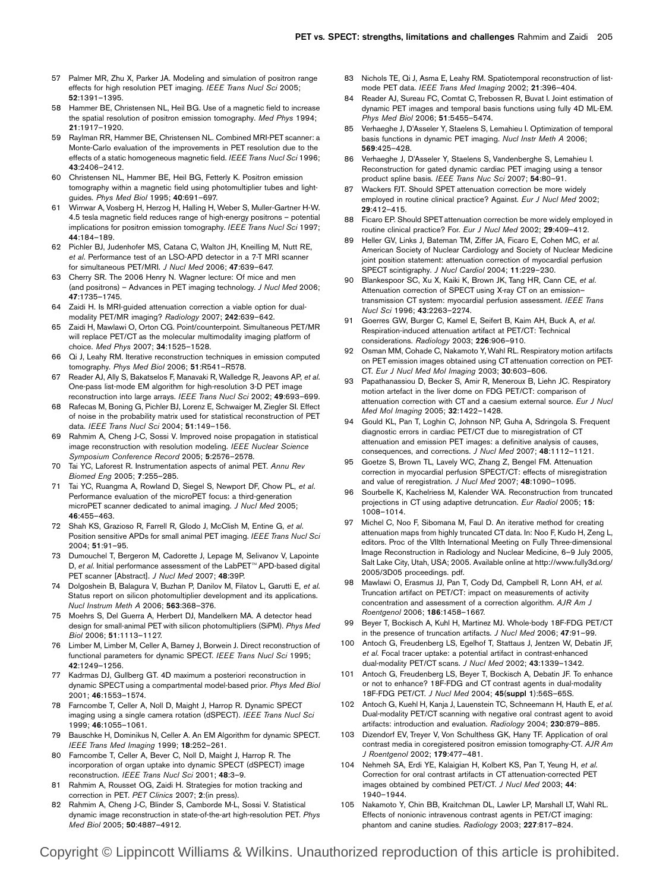57 Palmer MR, Zhu X, Parker JA. Modeling and simulation of positron range effects for high resolution PET imaging. *IEEE Trans Nucl Sci* 2005; **52**:1391–1395.

58 Hammer BE, Christensen NL, Heil BG. Use of a magnetic field to increase the spatial resolution of positron emission tomography. *Med Phys* 1994; **21**:1917–1920.

59 Raylman RR, Hammer BE, Christensen NL. Combined MRI-PET scanner: a Monte-Carlo evaluation of the improvements in PET resolution due to the effects of a static homogeneous magnetic field. *IEEE Trans Nucl Sci* 1996; **43**:2406–2412.

60 Christensen NL, Hammer BE, Heil BG, Fetterly K. Positron emission tomography within a magnetic field using photomultiplier tubes and light-guides. *Phys Med Biol* 1995; **40**:691–697.

61 Wirrwar A, Vosberg H, Herzog H, Halling H, Weber S, Muller-Gartner H-W. 4.5 tesla magnetic field reduces range of high-energy positrons – potential implications for positron emission tomography. *IEEE Trans Nucl Sci* 1997; **44**:184–189.

62 Pichler BJ, Judenhofer MS, Catana C, Walton JH, Kneilling M, Nutt RE, *et al*. Performance test of an LSO-APD detector in a 7-T MRI scanner for simultaneous PET/MRI. *J Nucl Med* 2006; **47**:639–647.

63 Cherry SR. The 2006 Henry N. Wagner lecture: Of mice and men (and positrons) – Advances in PET imaging technology. *J Nucl Med* 2006; **47**:1735–1745.

64 Zaidi H. Is MRI-guided attenuation correction a viable option for dual-modality PET/MR imaging? *Radiology* 2007; **242**:639–642.

65 Zaidi H, Mawlawi O, Orton CG. Point/counterpoint. Simultaneous PET/MR will replace PET/CT as the molecular multimodality imaging platform of choice. *Med Phys* 2007; **34**:1525–1528.

66 Qi J, Leahy RM. Iterative reconstruction techniques in emission computed tomography. *Phys Med Biol* 2006; **51**:R541–R578.

67 Reader AJ, Ally S, Bakatselos F, Manavaki R, Walledge R, Jeavons AP, *et al*. One-pass list-mode EM algorithm for high-resolution 3-D PET image reconstruction into large arrays. *IEEE Trans Nucl Sci* 2002; **49**:693–699.

68 Rafecas M, Boning G, Pichler BJ, Lorenz E, Schwaiger M, Ziegler SI. Effect of noise in the probability matrix used for statistical reconstruction of PET data. *IEEE Trans Nucl Sci* 2004; **51**:149–156.

69 Rahmim A, Cheng J-C, Sossi V. Improved noise propagation in statistical image reconstruction with resolution modeling. *IEEE Nuclear Science Symposium Conference Record* 2005; **5**:2576–2578.

70 Tai YC, Laforest R. Instrumentation aspects of animal PET. *Annu Rev Biomed Eng* 2005; **7**:255–285.

71 Tai YC, Ruangma A, Rowland D, Siegel S, Newport DF, Chow PL, *et al*. Performance evaluation of the microPET focus: a third-generation microPET scanner dedicated to animal imaging. *J Nucl Med* 2005; **46**:455–463.

72 Shah KS, Grazioso R, Farrell R, Glodo J, McClish M, Entine G, *et al*. Position sensitive APDs for small animal PET imaging. *IEEE Trans Nucl Sci* 2004; **51**:91–95.

73 Dumouchel T, Bergeron M, Cadorette J, Lepage M, Selivanov V, Lapointe D, *et al*. Initial performance assessment of the LabPET™ APD-based digital PET scanner [Abstract]. *J Nucl Med* 2007; **48**:39P.

74 Dolgoshein B, Balagura V, Buzhan P, Danilov M, Filatov L, Garutti E, *et al*. Status report on silicon photomultiplier development and its applications. *Nucl Instrum Meth A* 2006; **563**:368–376.

75 Moehrs S, Del Guerra A, Herbert DJ, Mandelkern MA. A detector head design for small-animal PET with silicon photomultipliers (SiPM). *Phys Med Biol* 2006; **51**:1113–1127.

76 Limber M, Limber M, Celler A, Barney J, Borwein J. Direct reconstruction of functional parameters for dynamic SPECT. *IEEE Trans Nucl Sci* 1995; **42**:1249–1256.

77 Kadrmas DJ, Gullberg GT. 4D maximum a posteriori reconstruction in dynamic SPECT using a compartmental model-based prior. *Phys Med Biol* 2001; **46**:1553–1574.

78 Farncombe T, Celler A, Noll D, Maight J, Harrop R. Dynamic SPECT imaging using a single camera rotation (dSPECT). *IEEE Trans Nucl Sci* 1999; **46**:1055–1061.

79 Bauschke H, Dominikus N, Celler A. An EM Algorithm for dynamic SPECT. *IEEE Trans Med Imaging* 1999; **18**:252–261.

80 Farncombe T, Celler A, Bever C, Noll D, Maight J, Harrop R. The incorporation of organ uptake into dynamic SPECT (dSPECT) image reconstruction. *IEEE Trans Nucl Sci* 2001; **48**:3–9.

81 Rahmim A, Rousset OG, Zaidi H. Strategies for motion tracking and correction in PET. *PET Clinics* 2007; **2**:(in press).

82 Rahmim A, Cheng J-C, Blinder S, Camborde M-L, Sossi V. Statistical dynamic image reconstruction in state-of-the-art high-resolution PET. *Phys Med Biol* 2005; **50**:4887–4912.

83 Nichols TE, Qi J, Asma E, Leahy RM. Spatiotemporal reconstruction of list-mode PET data. *IEEE Trans Med Imaging* 2002; **21**:396–404.

84 Reader AJ, Sureau FC, Comtat C, Trebossen R, Buvat I. Joint estimation of dynamic PET images and temporal basis functions using fully 4D ML-EM. *Phys Med Biol* 2006; **51**:5455–5474.

85 Verhaeghe J, D'Asseler Y, Staelens S, Lemahieu I. Optimization of temporal basis functions in dynamic PET imaging. *Nucl Instr Meth A* 2006; **569**:425–428.

86 Verhaeghe J, D'Asseler Y, Staelens S, Vandenberghe S, Lemahieu I. Reconstruction for gated dynamic cardiac PET imaging using a tensor product spline basis. *IEEE Trans Nuc Sci* 2007; **54**:80–91.

87 Wackers FJT. Should SPET attenuation correction be more widely employed in routine clinical practice? Against. *Eur J Nucl Med* 2002; **29**:412–415.

88 Ficaro EP. Should SPET attenuation correction be more widely employed in routine clinical practice? For. *Eur J Nucl Med* 2002; **29**:409–412.

89 Heller GV, Links J, Bateman TM, Ziffer JA, Ficaro E, Cohen MC, *et al*. American Society of Nuclear Cardiology and Society of Nuclear Medicine joint position statement: attenuation correction of myocardial perfusion SPECT scintigraphy. *J Nucl Cardiol* 2004; **11**:229–230.

90 Blankespoor SC, Xu X, Kaiki K, Brown JK, Tang HR, Cann CE, *et al*. Attenuation correction of SPECT using X-ray CT on an emission–transmission CT system: myocardial perfusion assessment. *IEEE Trans Nucl Sci* 1996; **43**:2263–2274.

91 Goerres GW, Burger C, Kamel E, Seifert B, Kaim AH, Buck A, *et al*. Respiration-induced attenuation artifact at PET/CT: Technical considerations. *Radiology* 2003; **226**:906–910.

92 Osman MM, Cohade C, Nakamoto Y, Wahl RL. Respiratory motion artifacts on PET emission images obtained using CT attenuation correction on PET-CT. *Eur J Nucl Med Mol Imaging* 2003; **30**:603–606.

93 Papathanassiou D, Becker S, Amir R, Meneroux B, Liehn JC. Respiratory motion artefact in the liver dome on FDG PET/CT: comparison of attenuation correction with CT and a caesium external source. *Eur J Nucl Med Mol Imaging* 2005; **32**:1422–1428.

94 Gould KL, Pan T, Loghin C, Johnson NP, Guha A, Sdringola S. Frequent diagnostic errors in cardiac PET/CT due to misregistration of CT attenuation and emission PET images: a definitive analysis of causes, consequences, and corrections. *J Nucl Med* 2007; **48**:1112–1121.

95 Goetze S, Brown TL, Lavely WC, Zhang Z, Bengel FM. Attenuation correction in myocardial perfusion SPECT/CT: effects of misregistration and value of reregistration. *J Nucl Med* 2007; **48**:1090–1095.

96 Sourbelle K, Kachelriess M, Kalender WA. Reconstruction from truncated projections in CT using adaptive detruncation. *Eur Radiol* 2005; **15**: 1008–1014.

97 Michel C, Noo F, Sibomana M, Faul D. An iterative method for creating attenuation maps from highly truncated CT data. In: Noo F, Kudo H, Zeng L, editors. Proc of the VIIth International Meeting on Fully Three-dimensional Image Reconstruction in Radiology and Nuclear Medicine, 6–9 July 2005, Salt Lake City, Utah, USA; 2005. Available online at http://www.fully3d.org/2005/3D05 proceedings. pdf.

98 Mawlawi O, Erasmus JJ, Pan T, Cody Dd, Campbell R, Lonn AH, *et al*. Truncation artifact on PET/CT: impact on measurements of activity concentration and assessment of a correction algorithm. *AJR Am J Roentgenol* 2006; **186**:1458–1667.

99 Beyer T, Bockisch A, Kuhl H, Martinez MJ. Whole-body 18F-FDG PET/CT in the presence of truncation artifacts. *J Nucl Med* 2006; **47**:91–99.

100 Antoch G, Freudenberg LS, Egelhof T, Stattaus J, Jentzen W, Debatin JF, *et al*. Focal tracer uptake: a potential artifact in contrast-enhanced dual-modality PET/CT scans. *J Nucl Med* 2002; **43**:1339–1342.

101 Antoch G, Freudenberg LS, Beyer T, Bockisch A, Debatin JF. To enhance or not to enhance? 18F-FDG and CT contrast agents in dual-modality 18F-FDG PET/CT. *J Nucl Med* 2004; **45(suppl 1)**:56S–65S.

102 Antoch G, Kuehl H, Kanja J, Lauenstein TC, Schneemann H, Hauth E, *et al*. Dual-modality PET/CT scanning with negative oral contrast agent to avoid artifacts: introduction and evaluation. *Radiology* 2004; **230**:879–885.

103 Dizendorf EV, Treyer V, Von Schulthess GK, Hany TF. Application of oral contrast media in coregistered positron emission tomography-CT. *AJR Am J Roentgenol* 2002; **179**:477–481.

104 Nehmeh SA, Erdi YE, Kalaigian H, Kolbert KS, Pan T, Yeung H, *et al*. Correction for oral contrast artifacts in CT attenuation-corrected PET images obtained by combined PET/CT. *J Nucl Med* 2003; **44**: 1940–1944.

105 Nakamoto Y, Chin BB, Kraitchman DL, Lawler LP, Marshall LT, Wahl RL. Effects of nonionic intravenous contrast agents in PET/CT imaging: phantom and canine studies. *Radiology* 2003; **227**:817–824.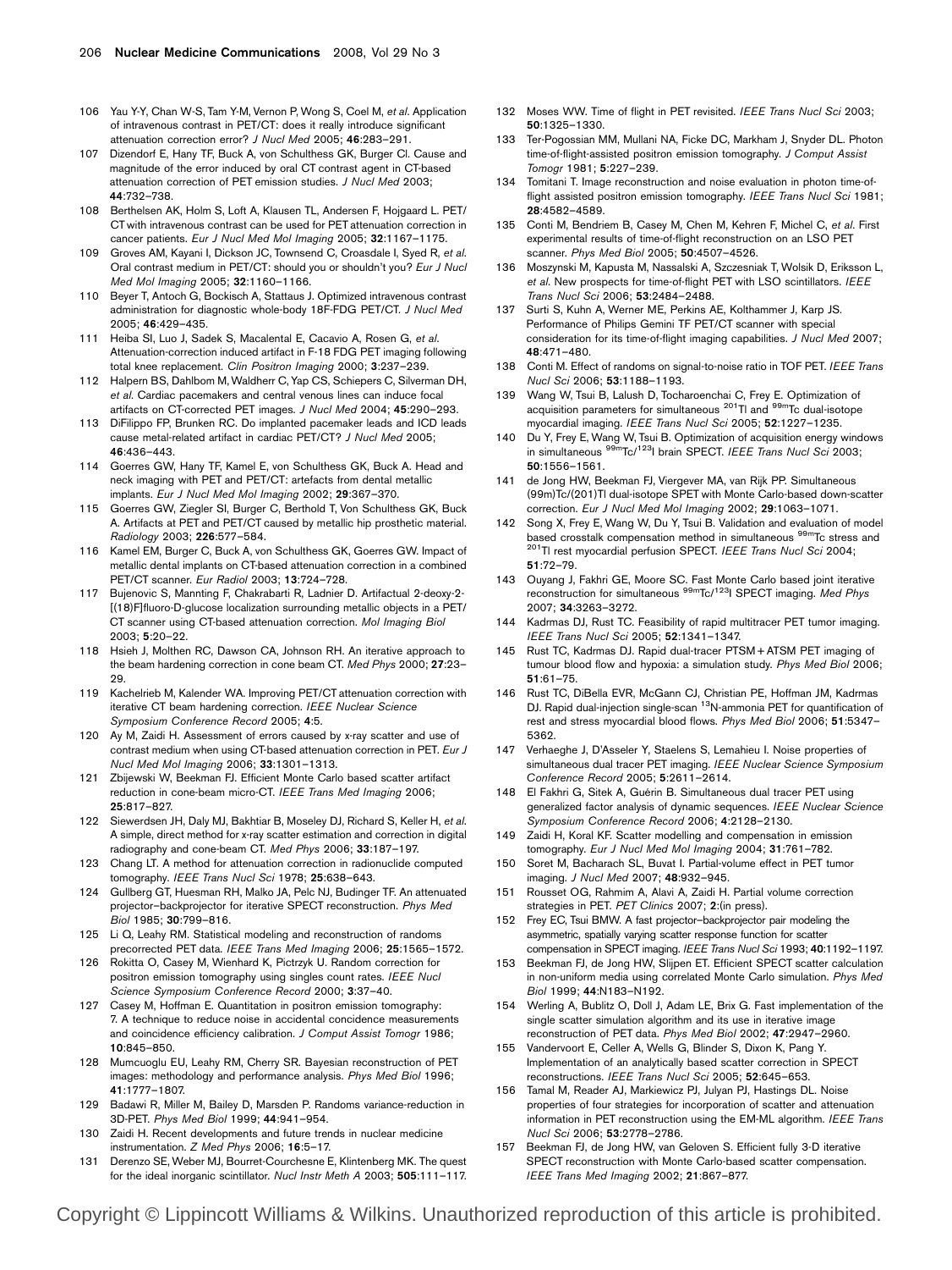106 Yau Y-Y, Chan W-S, Tam Y-M, Vernon P, Wong S, Coel M, *et al*. Application of intravenous contrast in PET/CT: does it really introduce significant attenuation correction error? *J Nucl Med* 2005; **46**:283–291.

107 Dizendorf E, Hany TF, Buck A, von Schulthess GK, Burger CI. Cause and magnitude of the error induced by oral CT contrast agent in CT-based attenuation correction of PET emission studies. *J Nucl Med* 2003; **44**:732–738.

108 Berthelsen AK, Holm S, Loft A, Klausen TL, Andersen F, Hojgaard L. PET/CT with intravenous contrast can be used for PET attenuation correction in cancer patients. *Eur J Nucl Med Mol Imaging* 2005; **32**:1167–1175.

109 Groves AM, Kayani I, Dickson JC, Townsend C, Croasdale I, Syed R, *et al*. Oral contrast medium in PET/CT: should you or shouldn't you? *Eur J Nucl Med Mol Imaging* 2005; **32**:1160–1166.

110 Beyer T, Antoch G, Bockisch A, Stattaus J. Optimized intravenous contrast administration for diagnostic whole-body 18F-FDG PET/CT. *J Nucl Med* 2005; **46**:429–435.

111 Heiba SI, Luo J, Sadek S, Macalental E, Cacavio A, Rosen G, *et al*. Attenuation-correction induced artifact in F-18 FDG PET imaging following total knee replacement. *Clin Positron Imaging* 2000; **3**:237–239.

112 Halpern BS, Dahlbom M, Waldherr C, Yap CS, Schiepers C, Silverman DH, *et al*. Cardiac pacemakers and central venous lines can induce focal artifacts on CT-corrected PET images. *J Nucl Med* 2004; **45**:290–293.

113 DiFilippo FP, Brunken RC. Do implanted pacemaker leads and ICD leads cause metal-related artifact in cardiac PET/CT? *J Nucl Med* 2005; **46**:436–443.

114 Goerres GW, Hany TF, Kamel E, von Schulthess GK, Buck A. Head and neck imaging with PET and PET/CT: artefacts from dental metallic implants. *Eur J Nucl Med Mol Imaging* 2002; **29**:367–370.

115 Goerres GW, Ziegler SI, Burger C, Berthold T, Von Schulthess GK, Buck A. Artifacts at PET and PET/CT caused by metallic hip prosthetic material. *Radiology* 2003; **226**:577–584.

116 Kamel EM, Burger C, Buck A, von Schulthess GK, Goerres GW. Impact of metallic dental implants on CT-based attenuation correction in a combined PET/CT scanner. *Eur Radiol* 2003; **13**:724–728.

117 Bujenovic S, Mannting F, Chakrabarti R, Ladnier D. Artifactual 2-deoxy-2-[(18)F]fluoro-D-glucose localization surrounding metallic objects in a PET/CT scanner using CT-based attenuation correction. *Mol Imaging Biol* 2003; **5**:20–22.

118 Hsieh J, Molthen RC, Dawson CA, Johnson RH. An iterative approach to the beam hardening correction in cone beam CT. *Med Phys* 2000; **27**:23–29.

119 Kachelrieb M, Kalender WA. Improving PET/CT attenuation correction with iterative CT beam hardening correction. *IEEE Nuclear Science Symposium Conference Record* 2005; **4**:5.

120 Ay M, Zaidi H. Assessment of errors caused by x-ray scatter and use of contrast medium when using CT-based attenuation correction in PET. *Eur J Nucl Med Mol Imaging* 2006; **33**:1301–1313.

121 Zbijewski W, Beekman FJ. Efficient Monte Carlo based scatter artifact reduction in cone-beam micro-CT. *IEEE Trans Med Imaging* 2006; **25**:817–827.

122 Siewerdsen JH, Daly MJ, Bakhtiar B, Moseley DJ, Richard S, Keller H, *et al*. A simple, direct method for x-ray scatter estimation and correction in digital radiography and cone-beam CT. *Med Phys* 2006; **33**:187–197.

123 Chang LT. A method for attenuation correction in radionuclide computed tomography. *IEEE Trans Nucl Sci* 1978; **25**:638–643.

124 Gullberg GT, Huesman RH, Malko JA, Pelc NJ, Budinger TF. An attenuated projector–backprojector for iterative SPECT reconstruction. *Phys Med Biol* 1985; **30**:799–816.

125 Li Q, Leahy RM. Statistical modeling and reconstruction of randoms precorrected PET data. *IEEE Trans Med Imaging* 2006; **25**:1565–1572.

126 Rokitta O, Casey M, Wienhard K, Pictrzyk U. Random correction for positron emission tomography using singles count rates. *IEEE Nucl Science Symposium Conference Record* 2000; **3**:37–40.

127 Casey M, Hoffman E. Quantitation in positron emission tomography: 7. A technique to reduce noise in accidental concidence measurements and coincidence efficiency calibration. *J Comput Assist Tomogr* 1986; **10**:845–850.

128 Mumcuoglu EU, Leahy RM, Cherry SR. Bayesian reconstruction of PET images: methodology and performance analysis. *Phys Med Biol* 1996; **41**:1777–1807.

129 Badawi R, Miller M, Bailey D, Marsden P. Randoms variance-reduction in 3D-PET. *Phys Med Biol* 1999; **44**:941–954.

130 Zaidi H. Recent developments and future trends in nuclear medicine instrumentation. *Z Med Phys* 2006; **16**:5–17.

131 Derenzo SE, Weber MJ, Bourret-Courchesne E, Klintenberg MK. The quest for the ideal inorganic scintillator. *Nucl Instr Meth A* 2003; **505**:111–117.

132 Moses WW. Time of flight in PET revisited. *IEEE Trans Nucl Sci* 2003; **50**:1325–1330.

133 Ter-Pogossian MM, Mullani NA, Ficke DC, Markham J, Snyder DL. Photon time-of-flight-assisted positron emission tomography. *J Comput Assist Tomogr* 1981; **5**:227–239.

134 Tomitani T. Image reconstruction and noise evaluation in photon time-of-flight assisted positron emission tomography. *IEEE Trans Nucl Sci* 1981; **28**:4582–4589.

135 Conti M, Bendriem B, Casey M, Chen M, Kehren F, Michel C, *et al*. First experimental results of time-of-flight reconstruction on an LSO PET scanner. *Phys Med Biol* 2005; **50**:4507–4526.

136 Moszynski M, Kapusta M, Nassalski A, Szczesniak T, Wolsik D, Eriksson L, *et al*. New prospects for time-of-flight PET with LSO scintillators. *IEEE Trans Nucl Sci* 2006; **53**:2484–2488.

137 Surti S, Kuhn A, Werner ME, Perkins AE, Kolthammer J, Karp JS. Performance of Philips Gemini TF PET/CT scanner with special consideration for its time-of-flight imaging capabilities. *J Nucl Med* 2007; **48**:471–480.

138 Conti M. Effect of randoms on signal-to-noise ratio in TOF PET. *IEEE Trans Nucl Sci* 2006; **53**:1188–1193.

139 Wang W, Tsui B, Lalush D, Tocharoenchai C, Frey E. Optimization of acquisition parameters for simultaneous $^{201}$Tl and $^{99m}$Tc dual-isotope myocardial imaging. *IEEE Trans Nucl Sci* 2005; **52**:1227–1235.

140 Du Y, Frey E, Wang W, Tsui B. Optimization of acquisition energy windows in simultaneous $^{99m}$Tc/$^{123}$I brain SPECT. *IEEE Trans Nucl Sci* 2003; **50**:1556–1561.

141 de Jong HW, Beekman FJ, Viergever MA, van Rijk PP. Simultaneous (99m)Tc/(201)Tl dual-isotope SPET with Monte Carlo-based down-scatter correction. *Eur J Nucl Med Mol Imaging* 2002; **29**:1063–1071.

142 Song X, Frey E, Wang W, Du Y, Tsui B. Validation and evaluation of model based crosstalk compensation method in simultaneous $^{99m}$Tc stress and $^{201}$Tl rest myocardial perfusion SPECT. *IEEE Trans Nucl Sci* 2004; **51**:72–79.

143 Ouyang J, Fakhri GE, Moore SC. Fast Monte Carlo based joint iterative reconstruction for simultaneous $^{99m}$Tc/$^{123}$I SPECT imaging. *Med Phys* 2007; **34**:3263–3272.

144 Kadrmas DJ, Rust TC. Feasibility of rapid multitracer PET tumor imaging. *IEEE Trans Nucl Sci* 2005; **52**:1341–1347.

145 Rust TC, Kadrmas DJ. Rapid dual-tracer PTSM + ATSM PET imaging of tumour blood flow and hypoxia: a simulation study. *Phys Med Biol* 2006; **51**:61–75.

146 Rust TC, DiBella EVR, McGann CJ, Christian PE, Hoffman JM, Kadrmas DJ. Rapid dual-injection single-scan $^{13}$N-ammonia PET for quantification of rest and stress myocardial blood flows. *Phys Med Biol* 2006; **51**:5347–5362.

147 Verhaeghe J, D'Asseler Y, Staelens S, Lemahieu I. Noise properties of simultaneous dual tracer PET imaging. *IEEE Nuclear Science Symposium Conference Record* 2005; **5**:2611–2614.

148 El Fakhri G, Sitek A, Guérin B. Simultaneous dual tracer PET using generalized factor analysis of dynamic sequences. *IEEE Nuclear Science Symposium Conference Record* 2006; **4**:2128–2130.

149 Zaidi H, Koral KF. Scatter modelling and compensation in emission tomography. *Eur J Nucl Med Mol Imaging* 2004; **31**:761–782.

150 Soret M, Bacharach SL, Buvat I. Partial-volume effect in PET tumor imaging. *J Nucl Med* 2007; **48**:932–945.

151 Rousset OG, Rahmim A, Alavi A, Zaidi H. Partial volume correction strategies in PET. *PET Clinics* 2007; **2**:(in press).

152 Frey EC, Tsui BMW. A fast projector–backprojector pair modeling the asymmetric, spatially varying scatter response function for scatter compensation in SPECT imaging. *IEEE Trans Nucl Sci* 1993; **40**:1192–1197.

153 Beekman FJ, de Jong HW, Slijpen ET. Efficient SPECT scatter calculation in non-uniform media using correlated Monte Carlo simulation. *Phys Med Biol* 1999; **44**:N183–N192.

154 Werling A, Bublitz O, Doll J, Adam LE, Brix G. Fast implementation of the single scatter simulation algorithm and its use in iterative image reconstruction of PET data. *Phys Med Biol* 2002; **47**:2947–2960.

155 Vandervoort E, Celler A, Wells G, Blinder S, Dixon K, Pang Y. Implementation of an analytically based scatter correction in SPECT reconstructions. *IEEE Trans Nucl Sci* 2005; **52**:645–653.

156 Tamal M, Reader AJ, Markiewicz PJ, Julyan PJ, Hastings DL. Noise properties of four strategies for incorporation of scatter and attenuation information in PET reconstruction using the EM-ML algorithm. *IEEE Trans Nucl Sci* 2006; **53**:2778–2786.

157 Beekman FJ, de Jong HW, van Geloven S. Efficient fully 3-D iterative SPECT reconstruction with Monte Carlo-based scatter compensation. *IEEE Trans Med Imaging* 2002; **21**:867–877.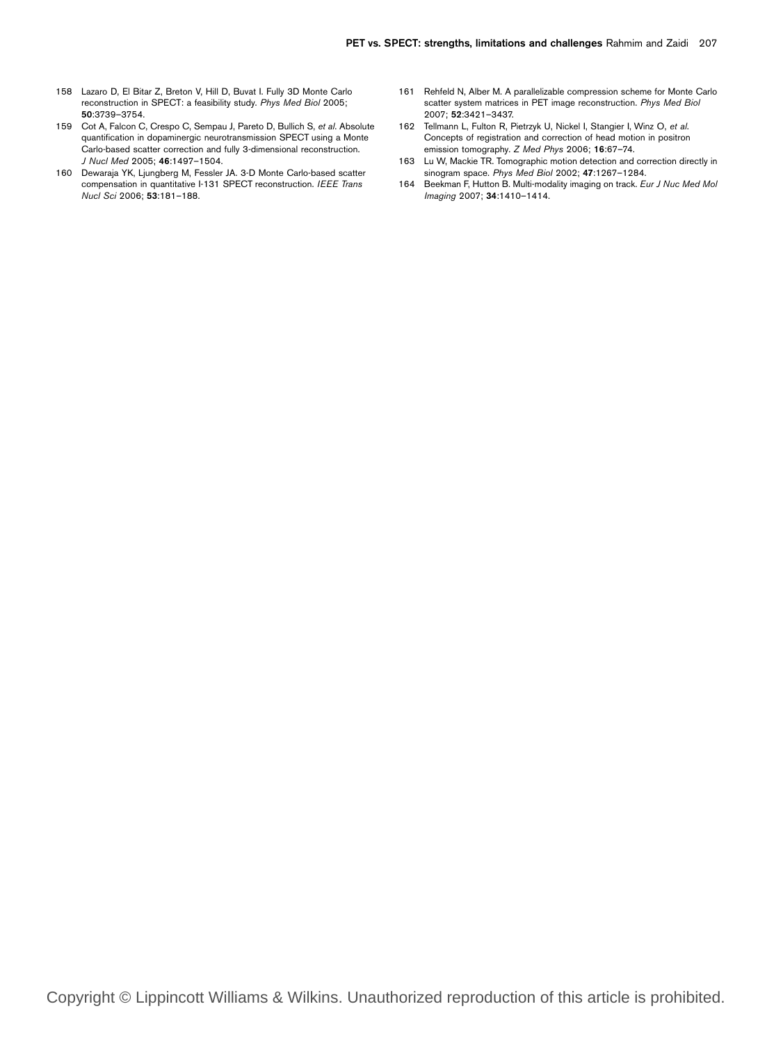158 Lazaro D, El Bitar Z, Breton V, Hill D, Buvat I. Fully 3D Monte Carlo reconstruction in SPECT: a feasibility study. *Phys Med Biol* 2005; **50**:3739–3754.

159 Cot A, Falcon C, Crespo C, Sempau J, Pareto D, Bullich S, *et al*. Absolute quantification in dopaminergic neurotransmission SPECT using a Monte Carlo-based scatter correction and fully 3-dimensional reconstruction. *J Nucl Med* 2005; **46**:1497–1504.

160 Dewaraja YK, Ljungberg M, Fessler JA. 3-D Monte Carlo-based scatter compensation in quantitative I-131 SPECT reconstruction. *IEEE Trans Nucl Sci* 2006; **53**:181–188.

161 Rehfeld N, Alber M. A parallelizable compression scheme for Monte Carlo scatter system matrices in PET image reconstruction. *Phys Med Biol* 2007; **52**:3421–3437.

162 Tellmann L, Fulton R, Pietrzyk U, Nickel I, Stangier I, Winz O, *et al*. Concepts of registration and correction of head motion in positron emission tomography. *Z Med Phys* 2006; **16**:67–74.

163 Lu W, Mackie TR. Tomographic motion detection and correction directly in sinogram space. *Phys Med Biol* 2002; **47**:1267–1284.

164 Beekman F, Hutton B. Multi-modality imaging on track. *Eur J Nuc Med Mol Imaging* 2007; **34**:1410–1414.

Copyright © Lippincott Williams & Wilkins. Unauthorized reproduction of this article is prohibited.